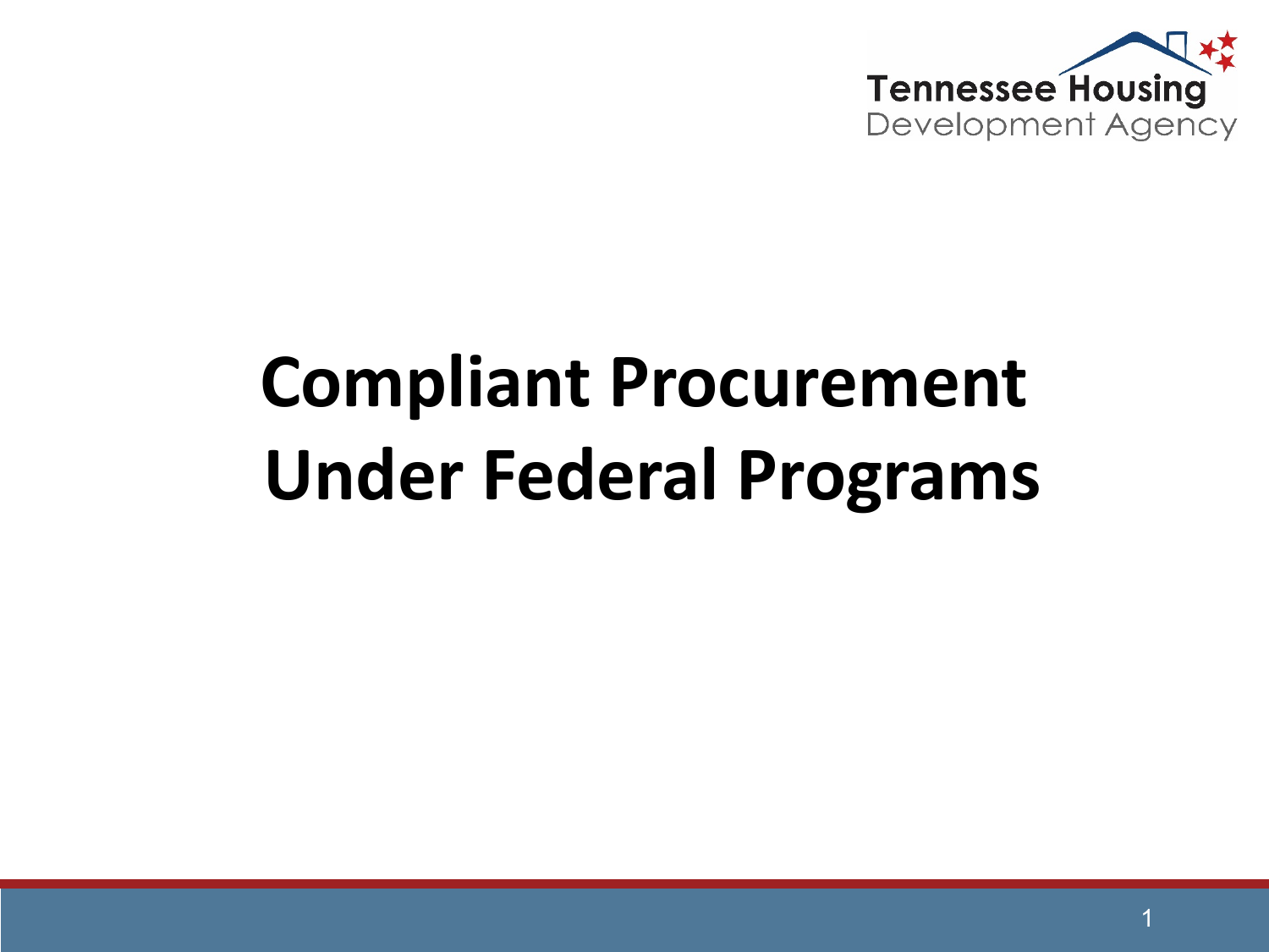Tennessee Housing Development Agency

# Compliant Procurement Under Federal Programs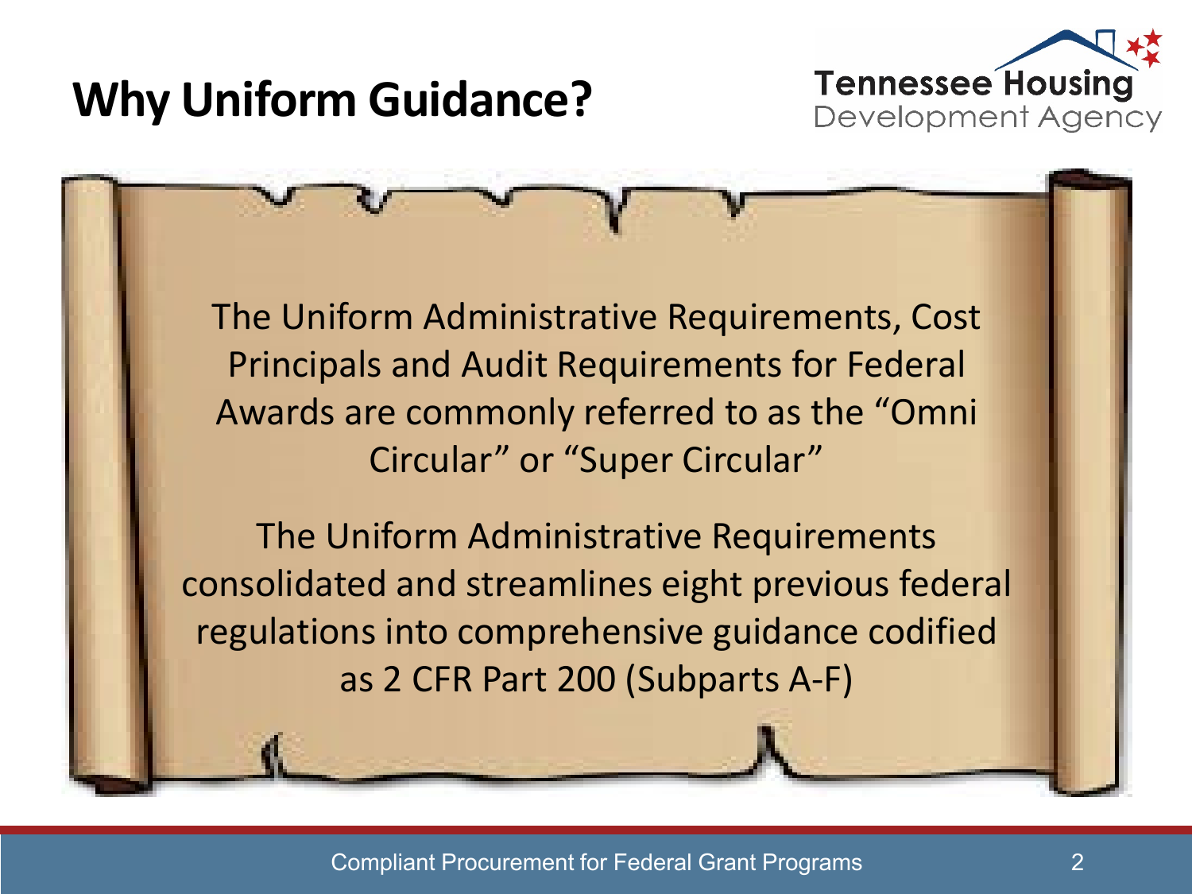# Why Uniform Guidance?

The Uniform Administrative Requirements, Cost Principals and Audit Requirements for Federal Awards are commonly referred to as the "Omni Circular" or "Super Circular"

The Uniform Administrative Requirements consolidated and streamlines eight previous federal regulations into comprehensive guidance codified as 2 CFR Part 200 (Subparts A-F)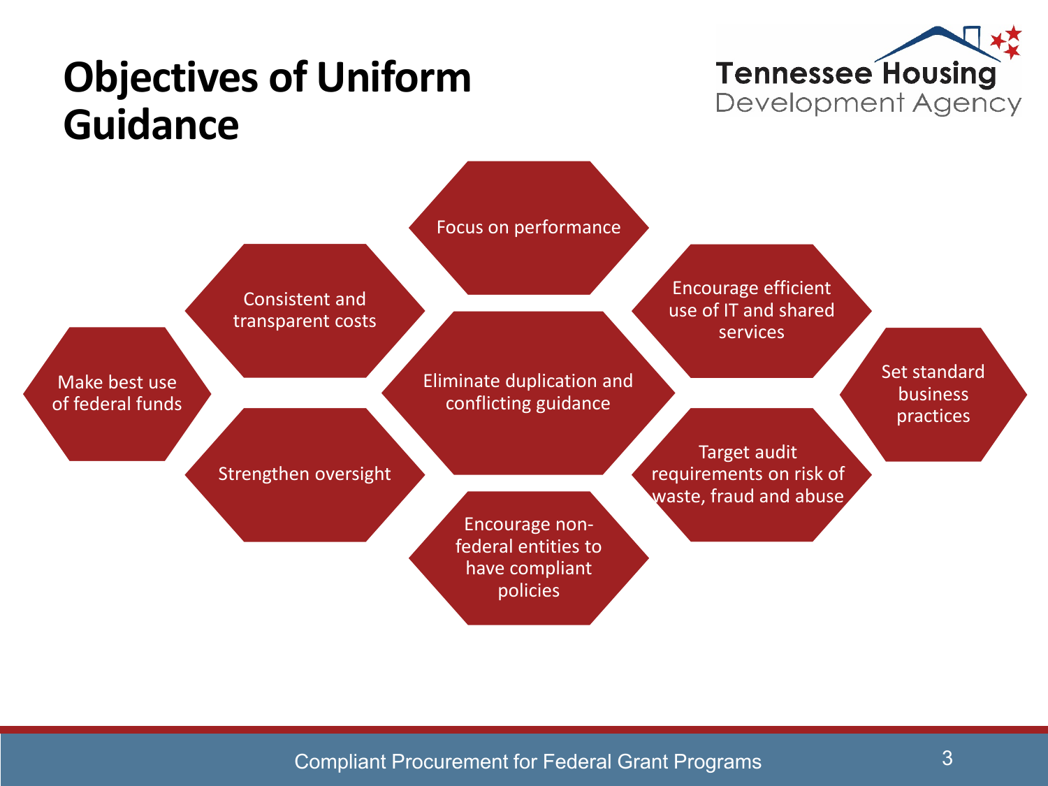# Objectives of Uniform Guidance

- Focus on performance
- Consistent and transparent costs
- Encourage efficient use of IT and shared services
- Make best use of federal funds
- Eliminate duplication and conflicting guidance
- Set standard business practices
- Strengthen oversight
- Target audit requirements on risk of waste, fraud and abuse
- Encourage non-federal entities to have compliant policies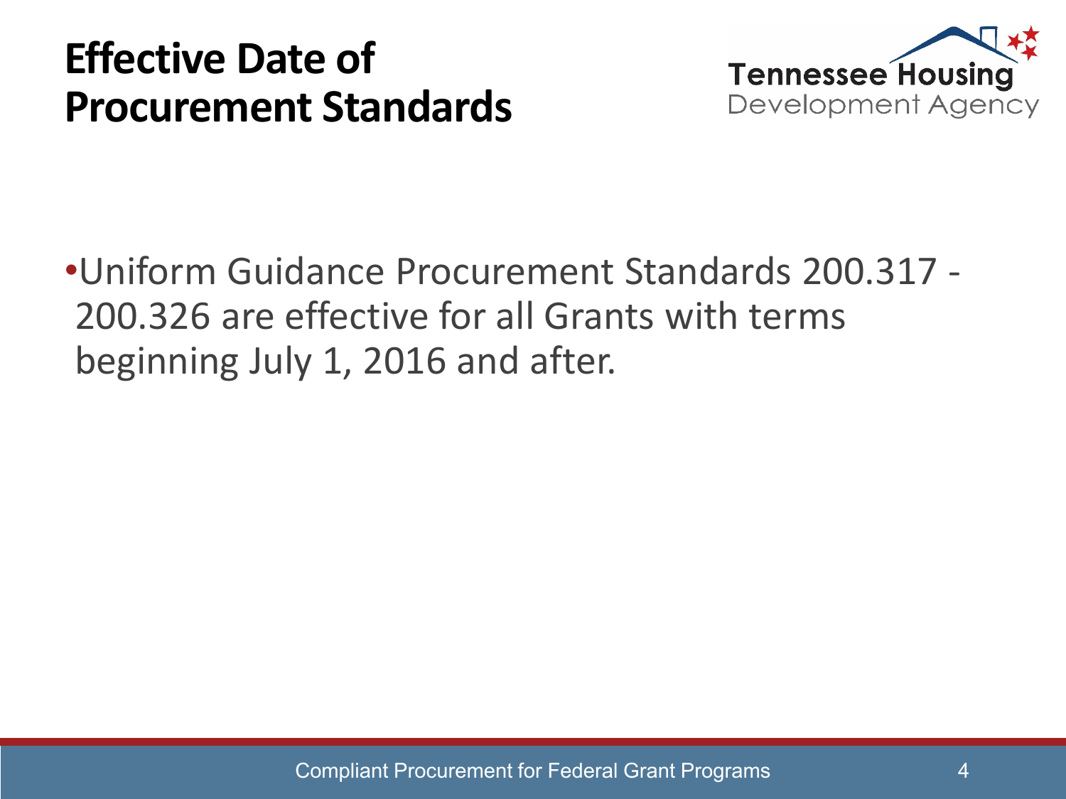# Effective Date of Procurement Standards

- Uniform Guidance Procurement Standards 200.317 - 200.326 are effective for all Grants with terms beginning July 1, 2016 and after.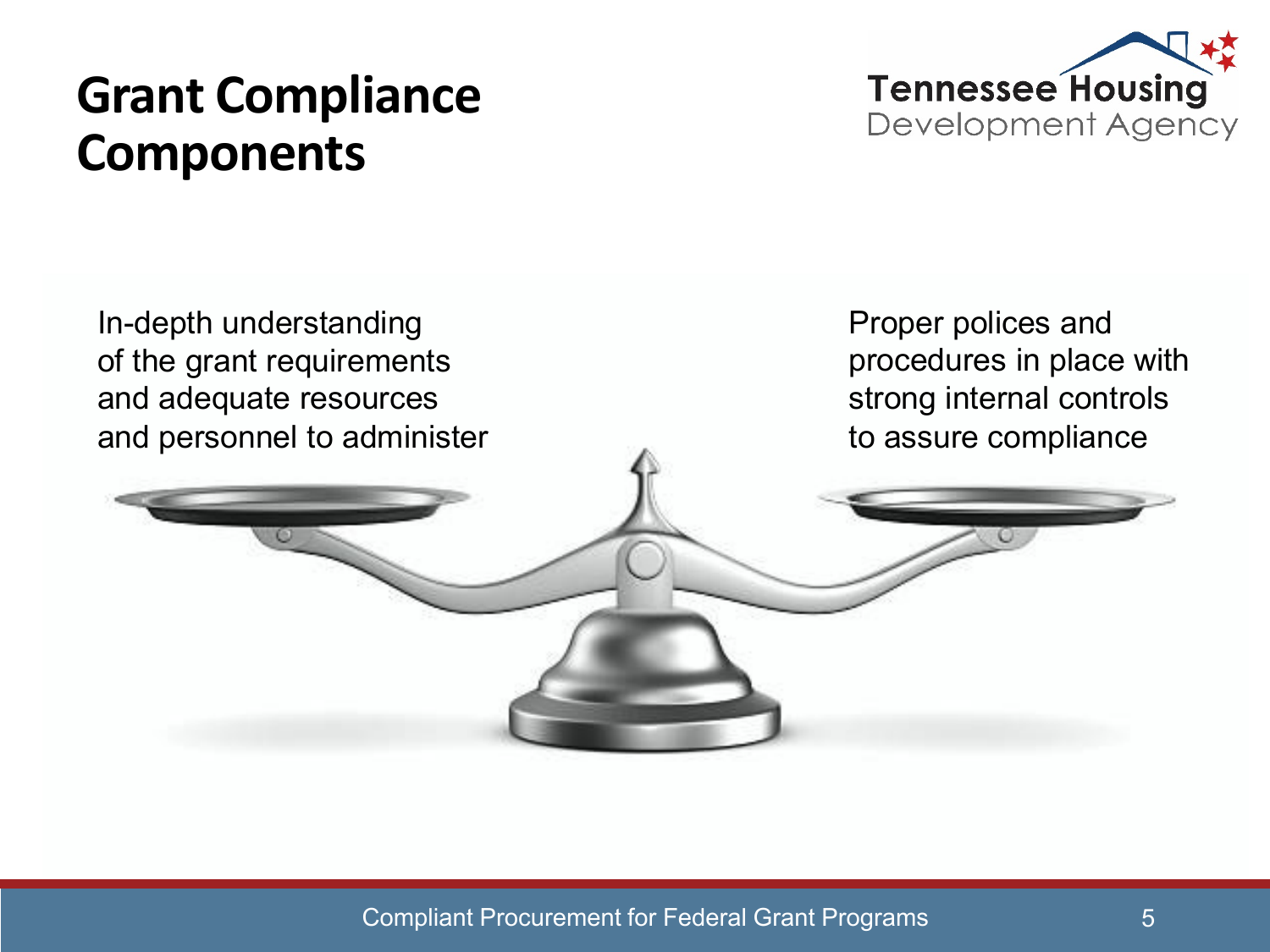# Grant Compliance Components

In-depth understanding of the grant requirements and adequate resources and personnel to administer

Proper polices and procedures in place with strong internal controls to assure compliance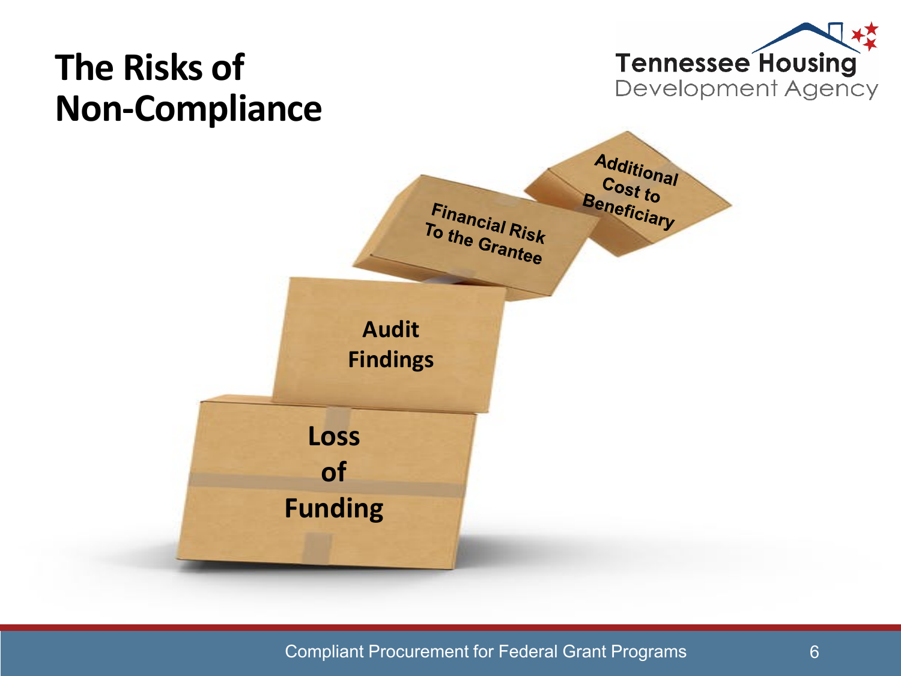# The Risks of Non-Compliance

Additional Cost to Beneficiary

Financial Risk To the Grantee

Audit Findings

Loss of Funding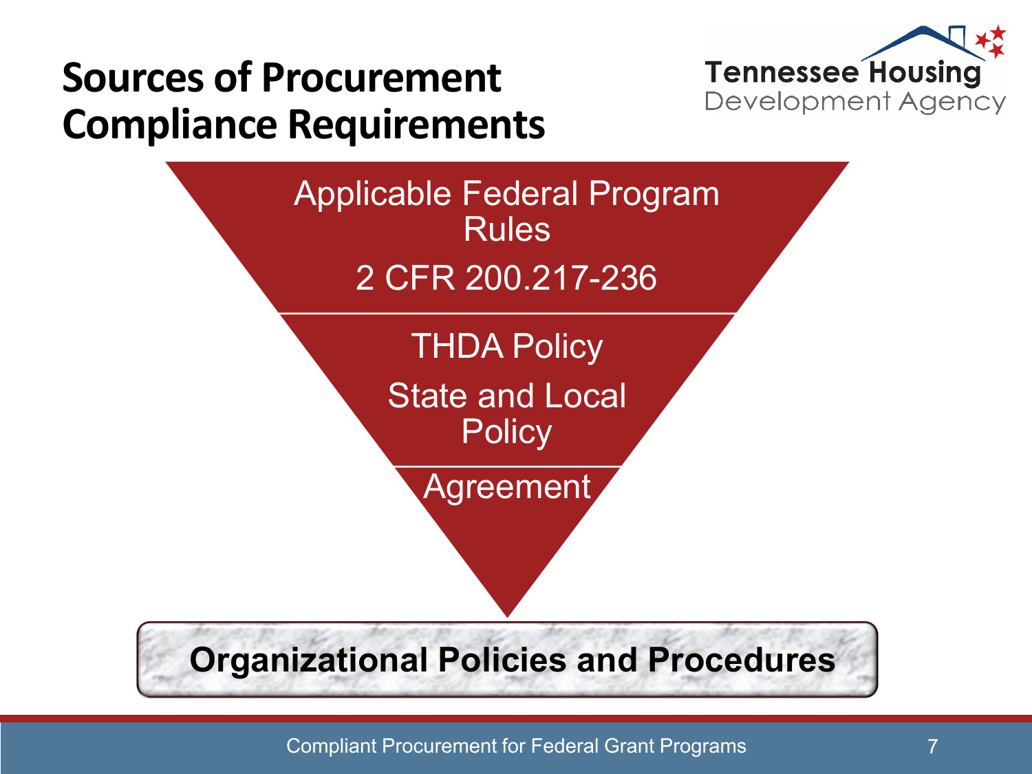# Sources of Procurement Compliance Requirements

Applicable Federal Program Rules

2 CFR 200.217-236

THDA Policy

State and Local Policy

Agreement

**Organizational Policies and Procedures**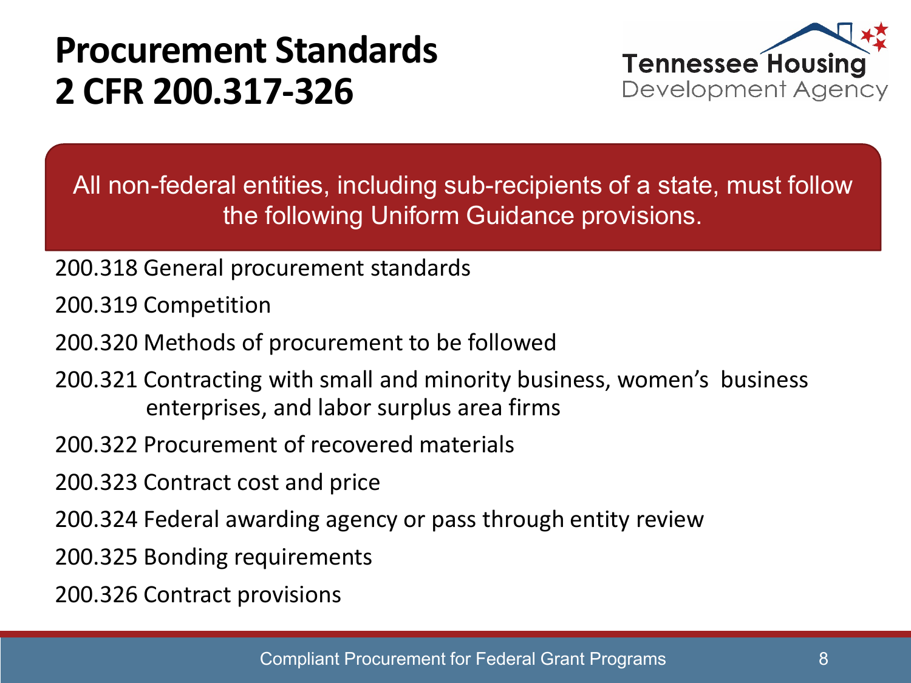# Procurement Standards
# 2 CFR 200.317-326

Tennessee Housing Development Agency

All non-federal entities, including sub-recipients of a state, must follow the following Uniform Guidance provisions.

200.318 General procurement standards

200.319 Competition

200.320 Methods of procurement to be followed

200.321 Contracting with small and minority business, women's business enterprises, and labor surplus area firms

200.322 Procurement of recovered materials

200.323 Contract cost and price

200.324 Federal awarding agency or pass through entity review

200.325 Bonding requirements

200.326 Contract provisions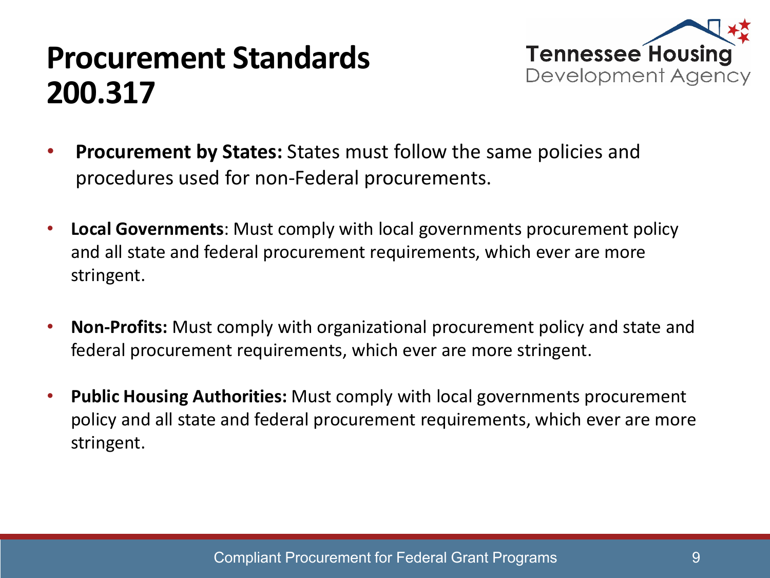# Procurement Standards 200.317

- **Procurement by States:** States must follow the same policies and procedures used for non-Federal procurements.
- **Local Governments**: Must comply with local governments procurement policy and all state and federal procurement requirements, which ever are more stringent.
- **Non-Profits:** Must comply with organizational procurement policy and state and federal procurement requirements, which ever are more stringent.
- **Public Housing Authorities:** Must comply with local governments procurement policy and all state and federal procurement requirements, which ever are more stringent.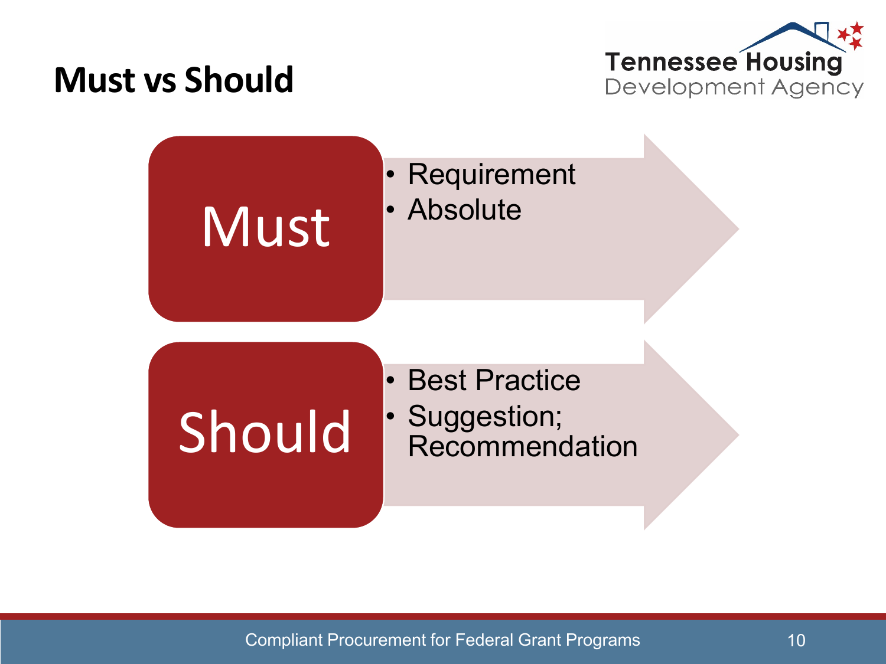# Must vs Should

**Must**

- Requirement
- Absolute

**Should**

- Best Practice
- Suggestion; Recommendation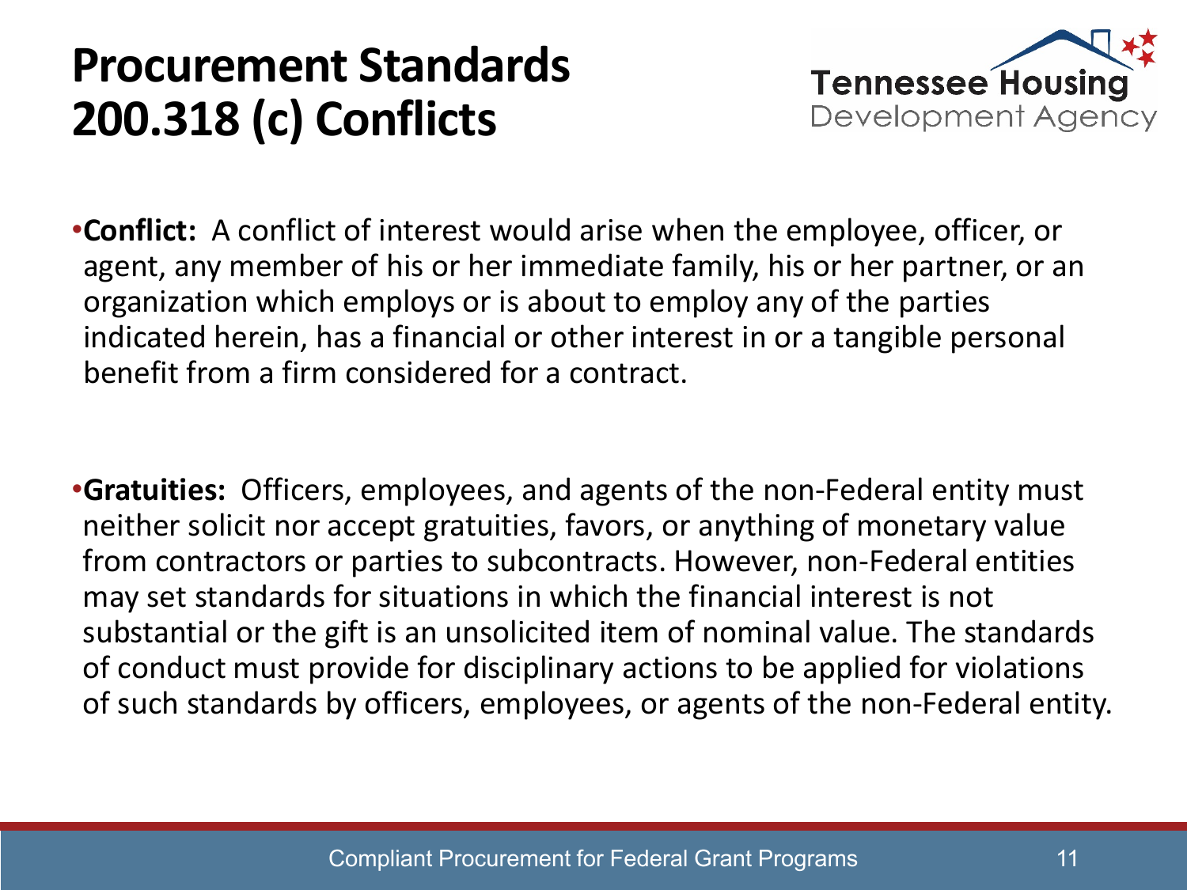# Procurement Standards 200.318 (c) Conflicts

- **Conflict:** A conflict of interest would arise when the employee, officer, or agent, any member of his or her immediate family, his or her partner, or an organization which employs or is about to employ any of the parties indicated herein, has a financial or other interest in or a tangible personal benefit from a firm considered for a contract.

- **Gratuities:** Officers, employees, and agents of the non-Federal entity must neither solicit nor accept gratuities, favors, or anything of monetary value from contractors or parties to subcontracts. However, non-Federal entities may set standards for situations in which the financial interest is not substantial or the gift is an unsolicited item of nominal value. The standards of conduct must provide for disciplinary actions to be applied for violations of such standards by officers, employees, or agents of the non-Federal entity.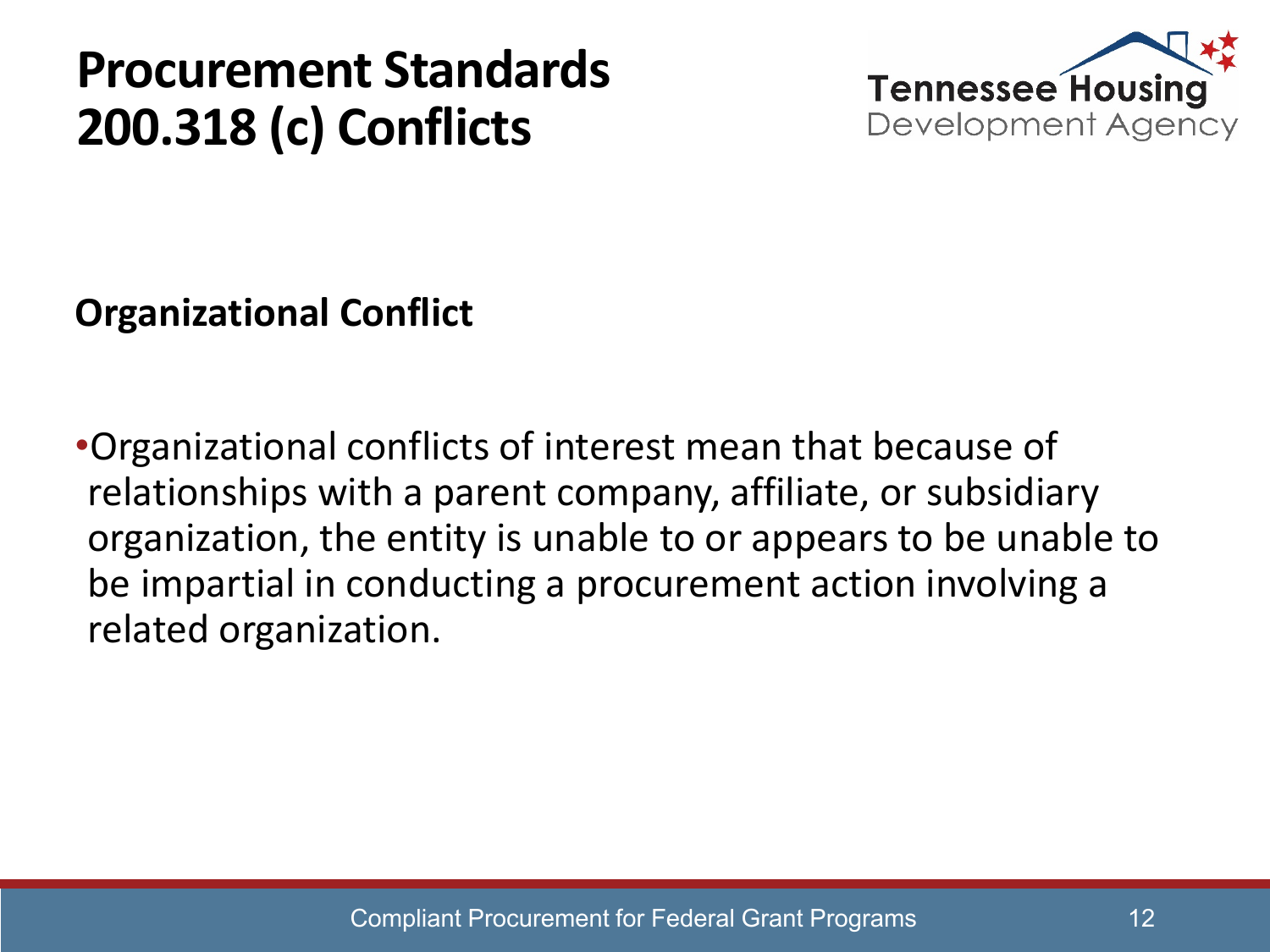# Procurement Standards 200.318 (c) Conflicts

## Organizational Conflict

- Organizational conflicts of interest mean that because of relationships with a parent company, affiliate, or subsidiary organization, the entity is unable to or appears to be unable to be impartial in conducting a procurement action involving a related organization.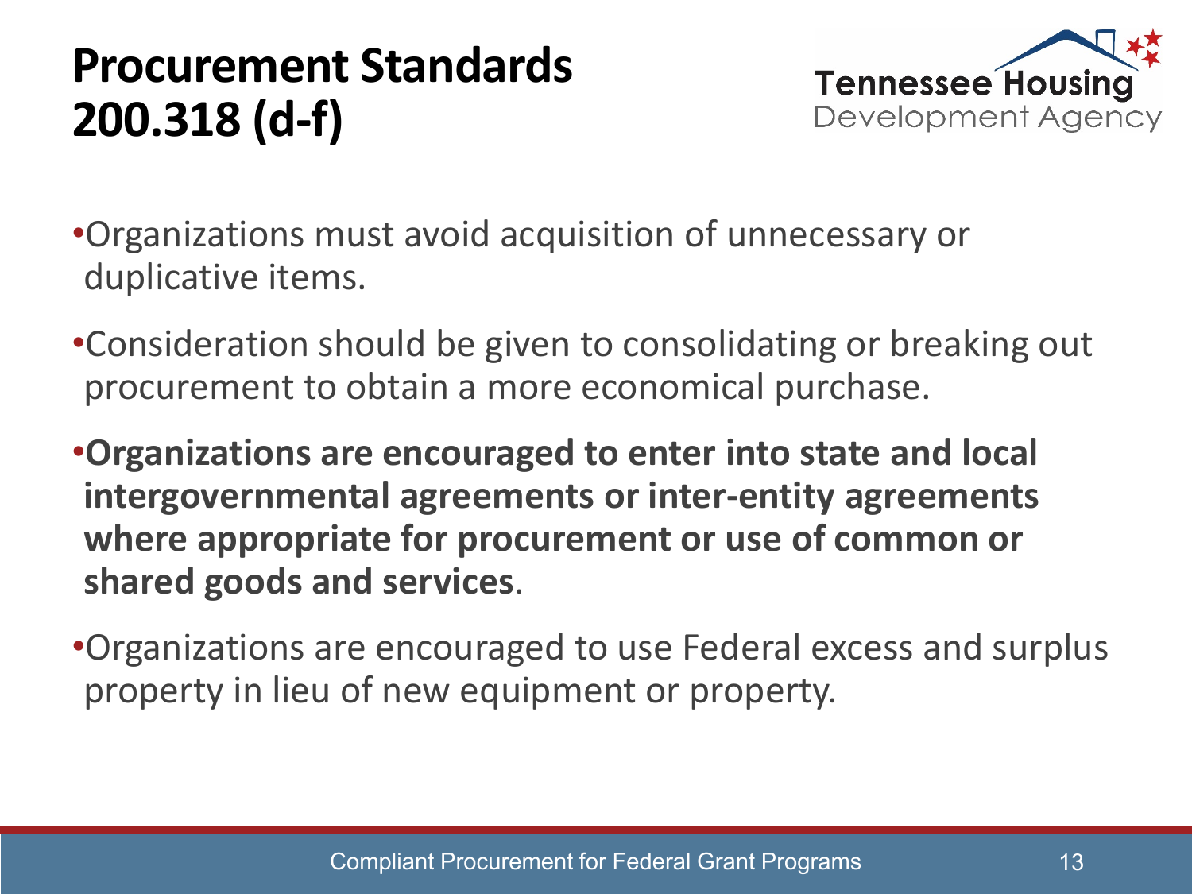# Procurement Standards 200.318 (d-f)

- Organizations must avoid acquisition of unnecessary or duplicative items.
- Consideration should be given to consolidating or breaking out procurement to obtain a more economical purchase.
- **Organizations are encouraged to enter into state and local intergovernmental agreements or inter-entity agreements where appropriate for procurement or use of common or shared goods and services**.
- Organizations are encouraged to use Federal excess and surplus property in lieu of new equipment or property.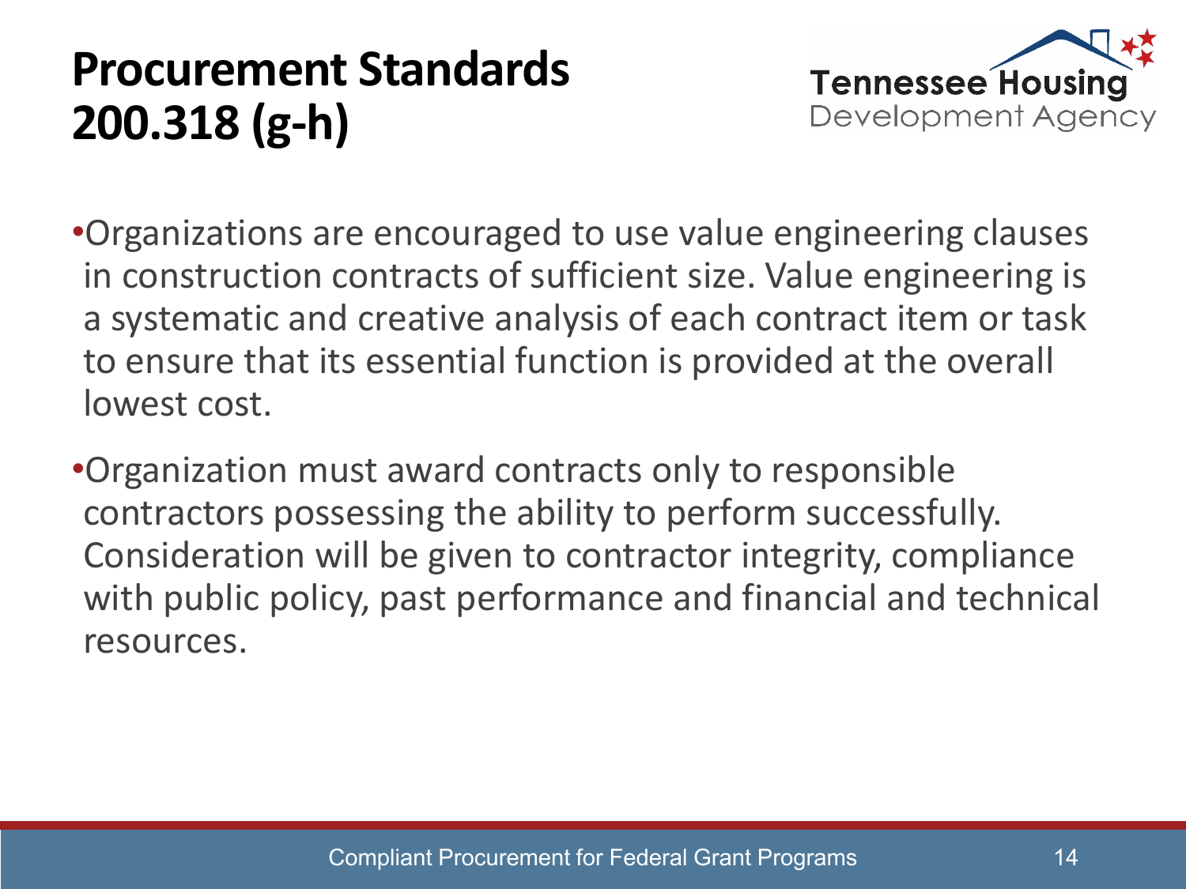# Procurement Standards 200.318 (g-h)

- Organizations are encouraged to use value engineering clauses in construction contracts of sufficient size. Value engineering is a systematic and creative analysis of each contract item or task to ensure that its essential function is provided at the overall lowest cost.
- Organization must award contracts only to responsible contractors possessing the ability to perform successfully. Consideration will be given to contractor integrity, compliance with public policy, past performance and financial and technical resources.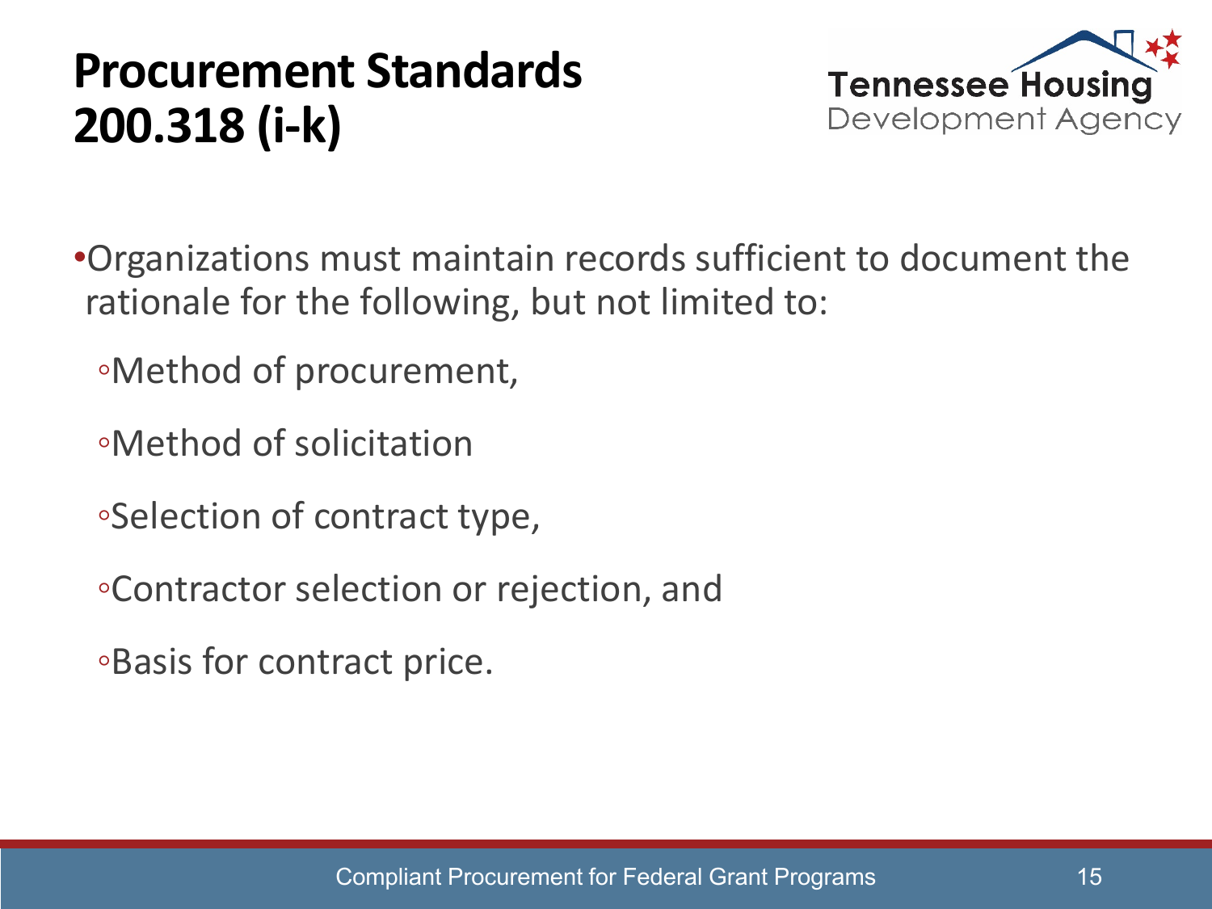# Procurement Standards 200.318 (i-k)

- Organizations must maintain records sufficient to document the rationale for the following, but not limited to:
  - Method of procurement,
  - Method of solicitation
  - Selection of contract type,
  - Contractor selection or rejection, and
  - Basis for contract price.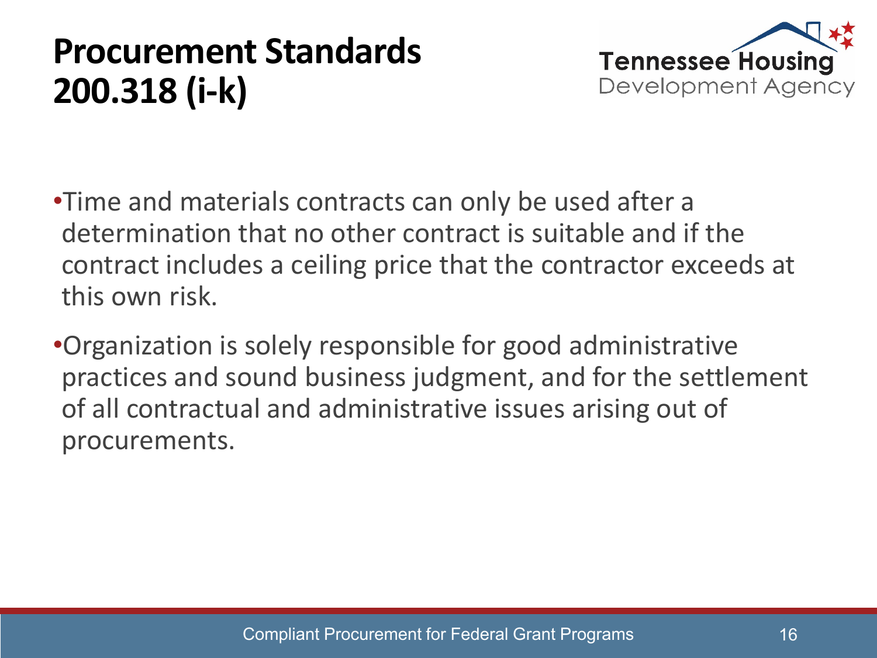# Procurement Standards 200.318 (i-k)

- Time and materials contracts can only be used after a determination that no other contract is suitable and if the contract includes a ceiling price that the contractor exceeds at this own risk.
- Organization is solely responsible for good administrative practices and sound business judgment, and for the settlement of all contractual and administrative issues arising out of procurements.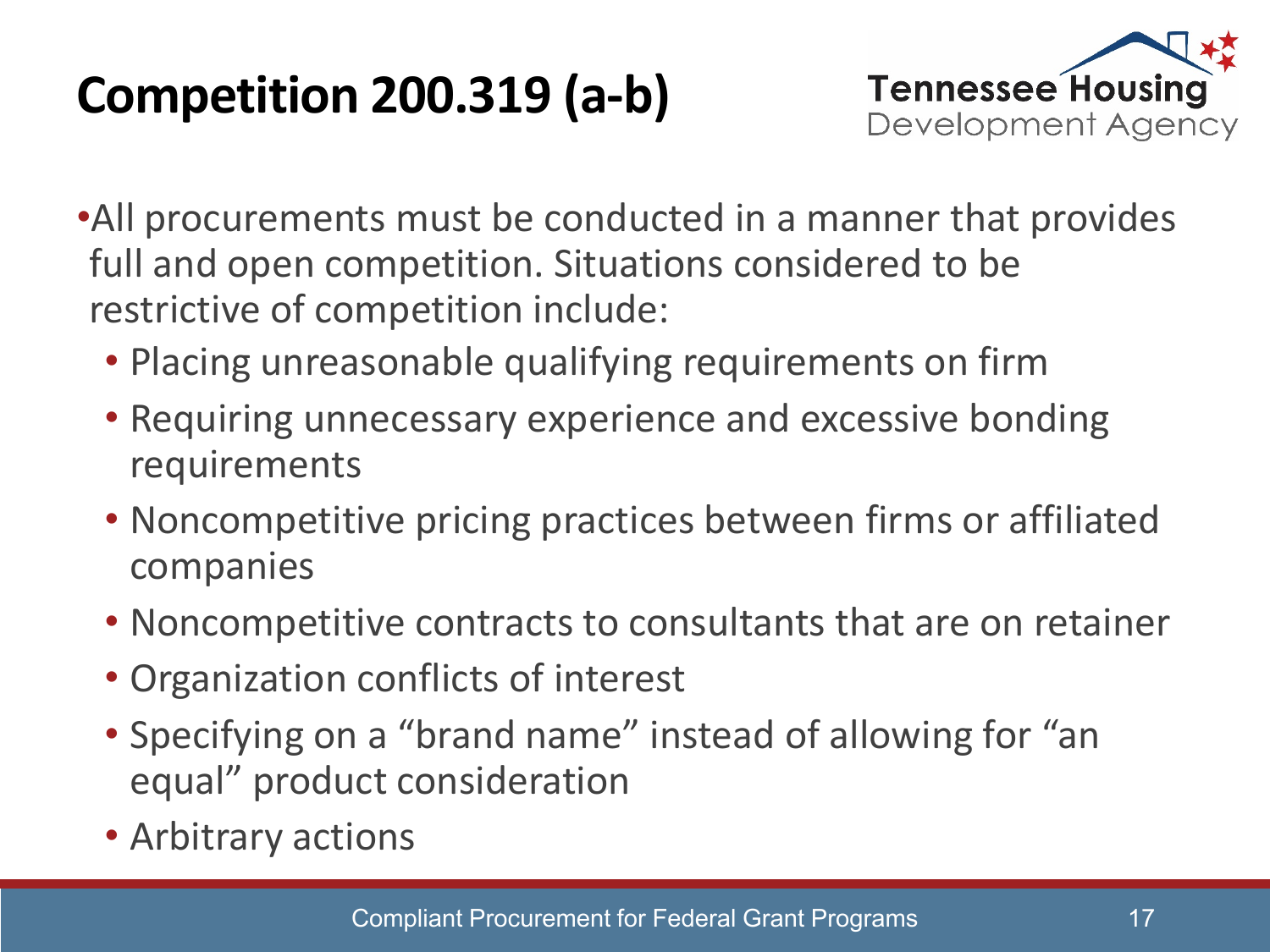# Competition 200.319 (a-b)

- All procurements must be conducted in a manner that provides full and open competition. Situations considered to be restrictive of competition include:
  - Placing unreasonable qualifying requirements on firm
  - Requiring unnecessary experience and excessive bonding requirements
  - Noncompetitive pricing practices between firms or affiliated companies
  - Noncompetitive contracts to consultants that are on retainer
  - Organization conflicts of interest
  - Specifying on a “brand name” instead of allowing for “an equal” product consideration
  - Arbitrary actions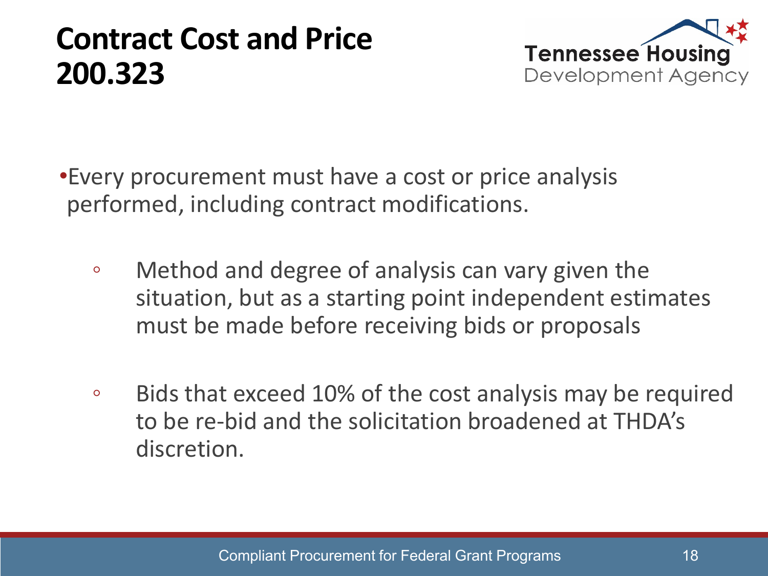# Contract Cost and Price 200.323

- Every procurement must have a cost or price analysis performed, including contract modifications.
  - Method and degree of analysis can vary given the situation, but as a starting point independent estimates must be made before receiving bids or proposals
  - Bids that exceed 10% of the cost analysis may be required to be re-bid and the solicitation broadened at THDA's discretion.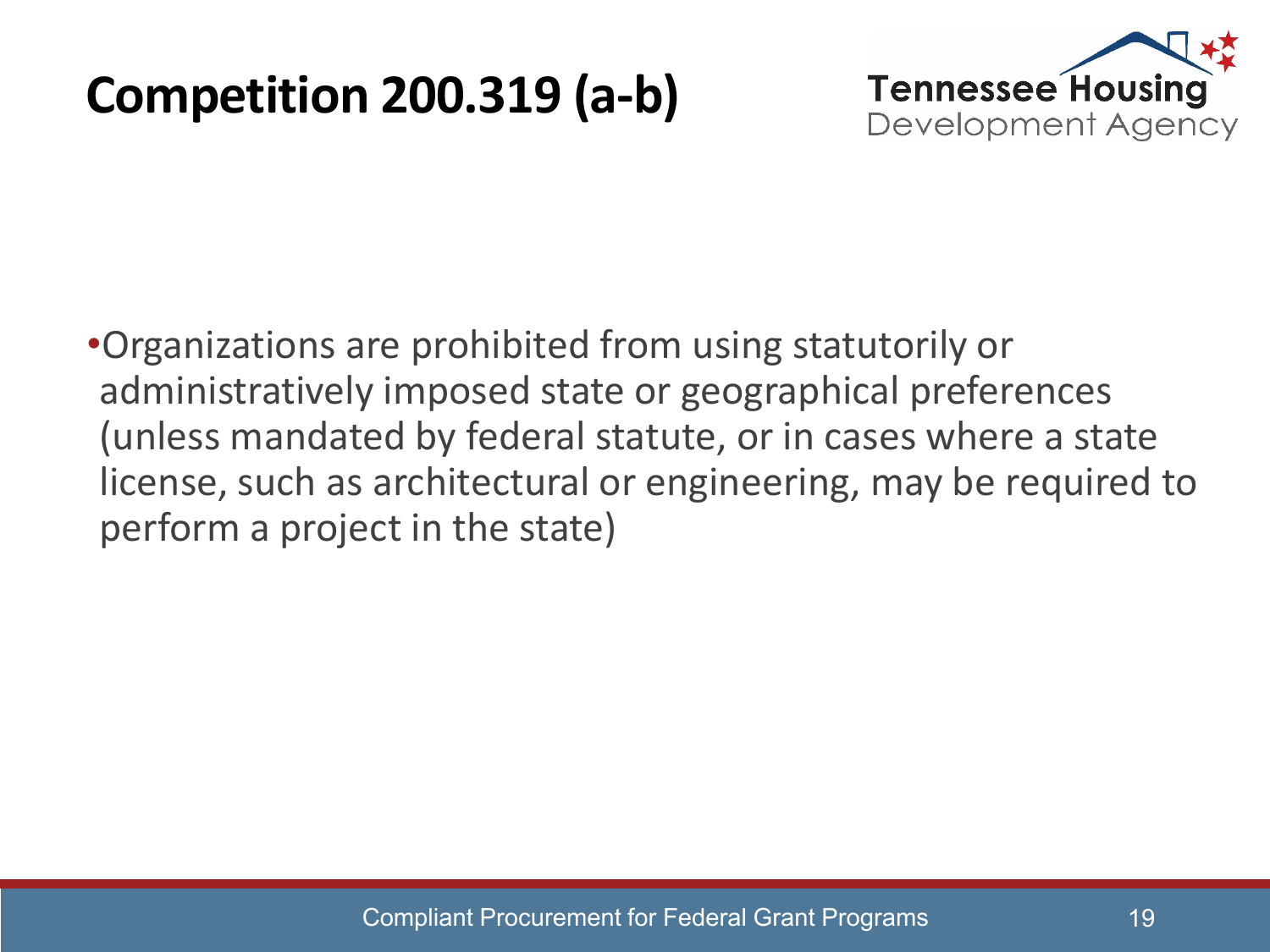# Competition 200.319 (a-b)

- Organizations are prohibited from using statutorily or administratively imposed state or geographical preferences (unless mandated by federal statute, or in cases where a state license, such as architectural or engineering, may be required to perform a project in the state)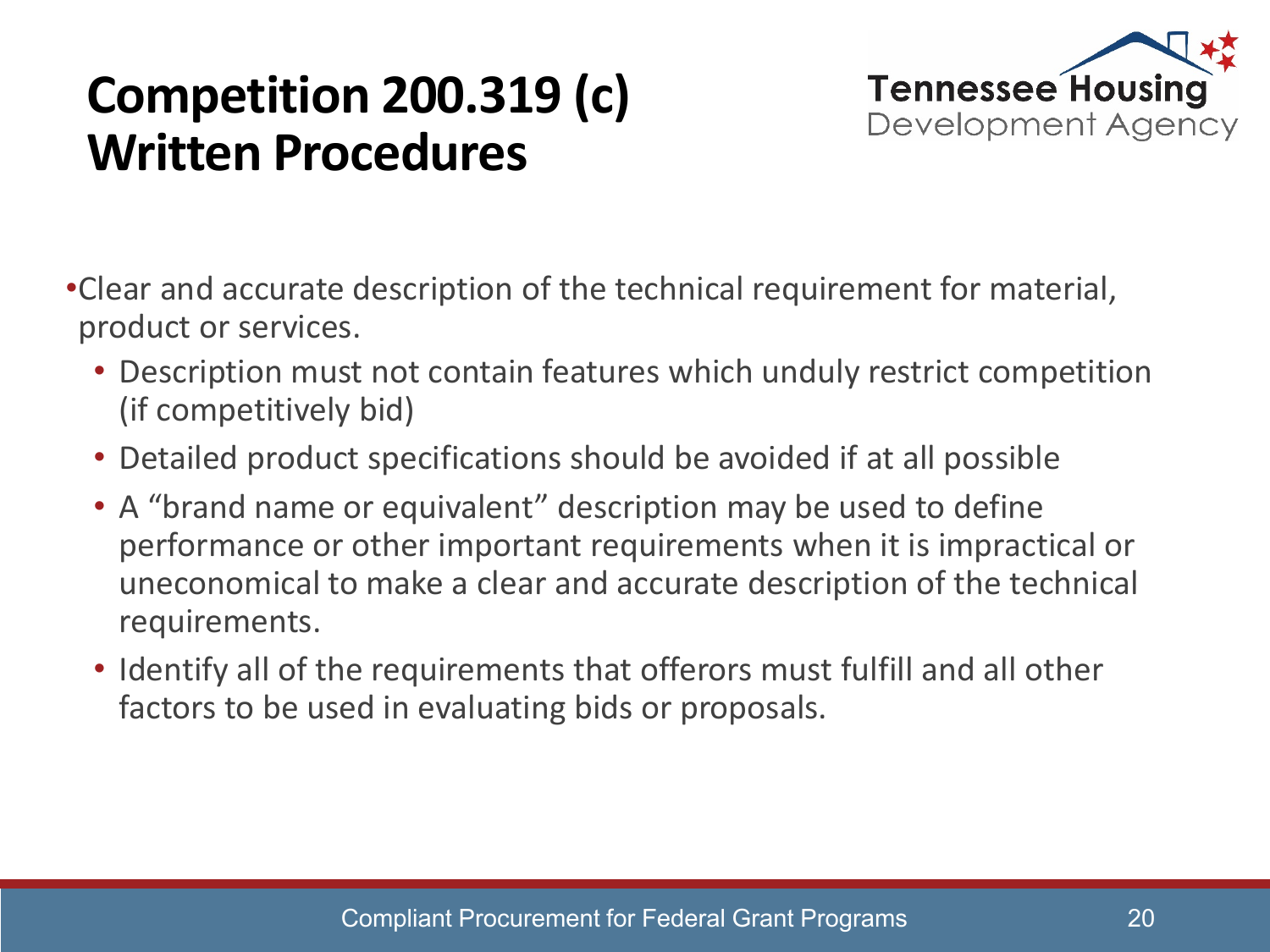# Competition 200.319 (c) Written Procedures

- Clear and accurate description of the technical requirement for material, product or services.
  - Description must not contain features which unduly restrict competition (if competitively bid)
  - Detailed product specifications should be avoided if at all possible
  - A "brand name or equivalent" description may be used to define performance or other important requirements when it is impractical or uneconomical to make a clear and accurate description of the technical requirements.
  - Identify all of the requirements that offerors must fulfill and all other factors to be used in evaluating bids or proposals.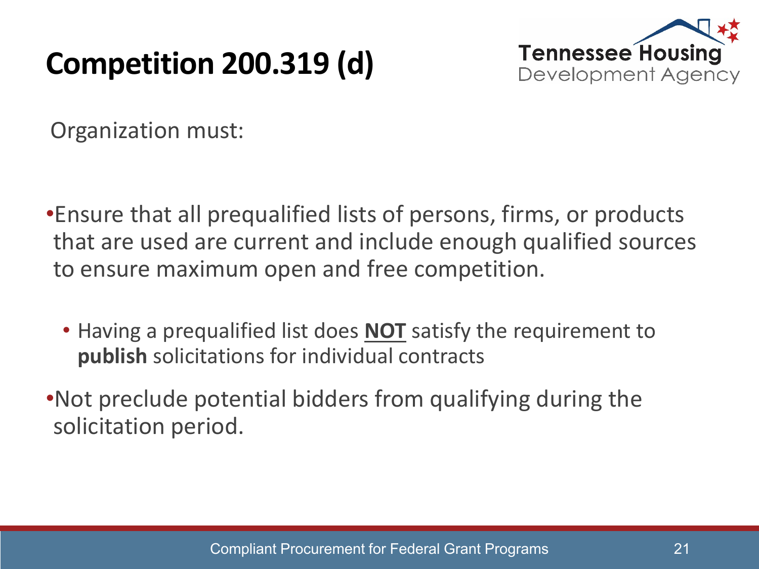# Competition 200.319 (d)

Organization must:

- Ensure that all prequalified lists of persons, firms, or products that are used are current and include enough qualified sources to ensure maximum open and free competition.
  - Having a prequalified list does **NOT** satisfy the requirement to **publish** solicitations for individual contracts
- Not preclude potential bidders from qualifying during the solicitation period.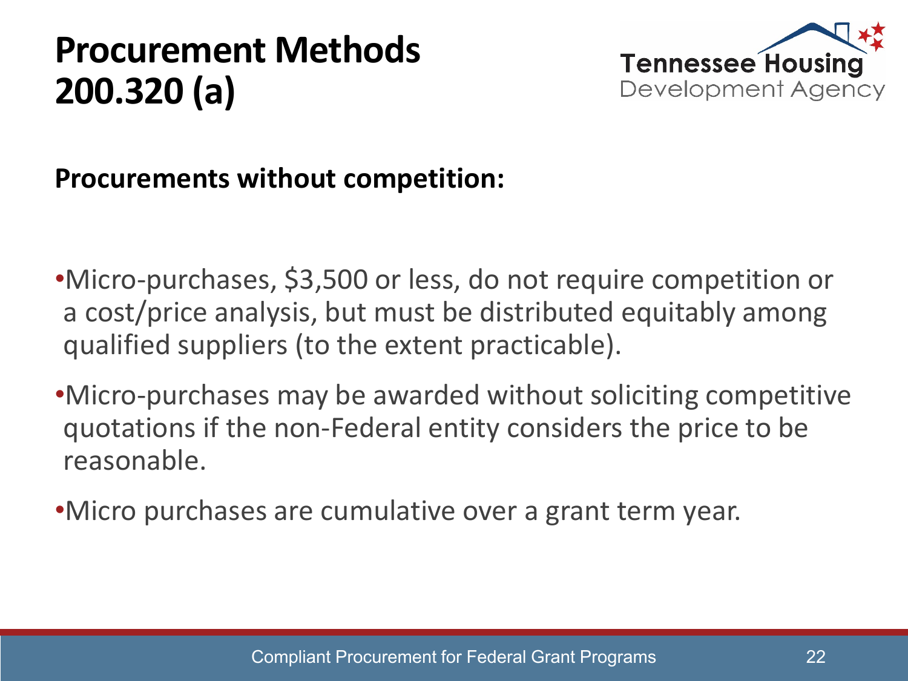# Procurement Methods 200.320 (a)

**Procurements without competition:**

- Micro-purchases, $3,500 or less, do not require competition or a cost/price analysis, but must be distributed equitably among qualified suppliers (to the extent practicable).
- Micro-purchases may be awarded without soliciting competitive quotations if the non-Federal entity considers the price to be reasonable.
- Micro purchases are cumulative over a grant term year.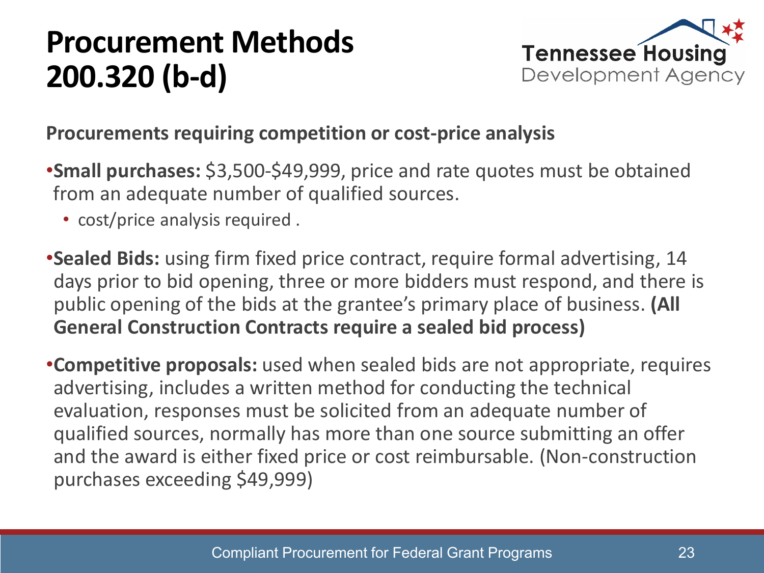# Procurement Methods 200.320 (b-d)

**Procurements requiring competition or cost-price analysis**

- **Small purchases:** $3,500-$49,999, price and rate quotes must be obtained from an adequate number of qualified sources.
  - cost/price analysis required .
- **Sealed Bids:** using firm fixed price contract, require formal advertising, 14 days prior to bid opening, three or more bidders must respond, and there is public opening of the bids at the grantee's primary place of business. **(All General Construction Contracts require a sealed bid process)**
- **Competitive proposals:** used when sealed bids are not appropriate, requires advertising, includes a written method for conducting the technical evaluation, responses must be solicited from an adequate number of qualified sources, normally has more than one source submitting an offer and the award is either fixed price or cost reimbursable. (Non-construction purchases exceeding $49,999)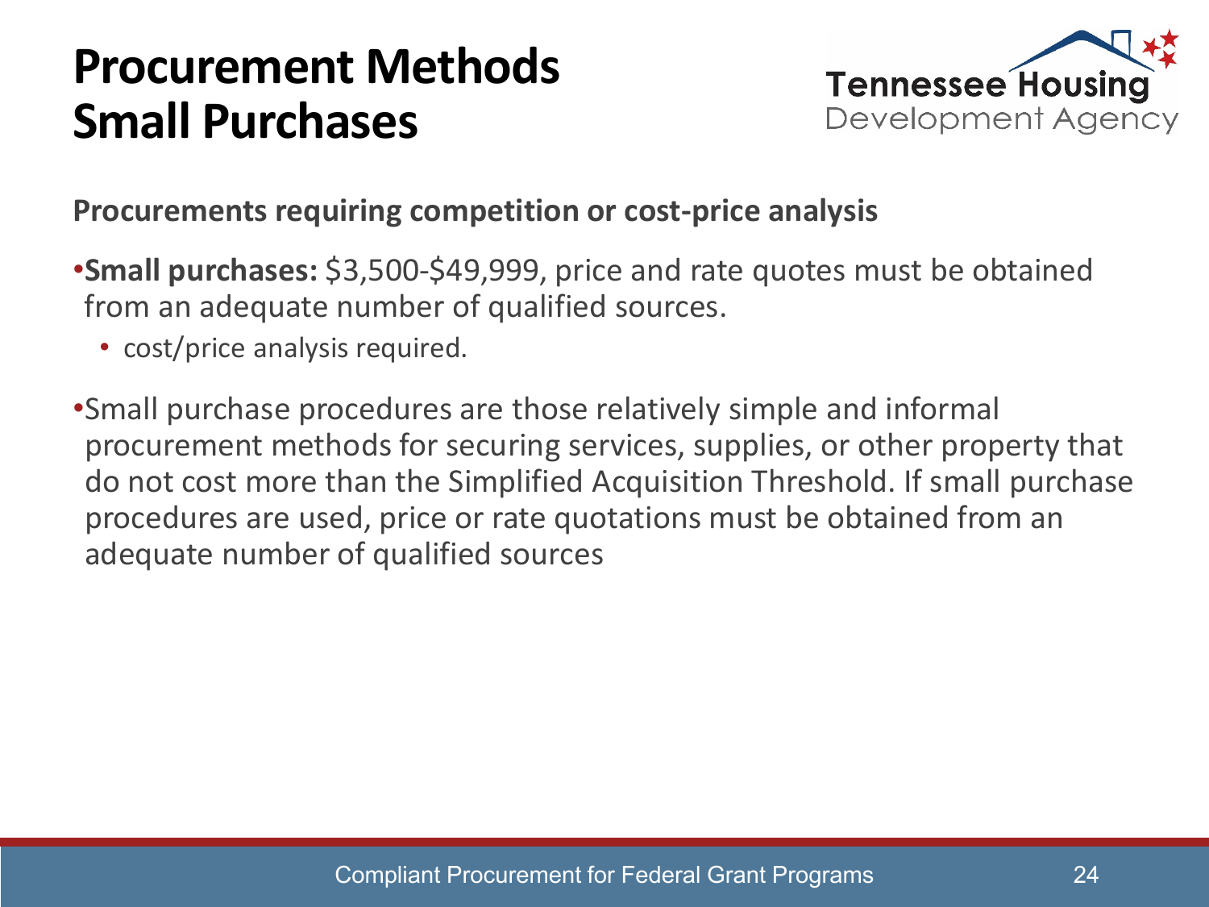# Procurement Methods Small Purchases

**Procurements requiring competition or cost-price analysis**

- **Small purchases:** $3,500-$49,999, price and rate quotes must be obtained from an adequate number of qualified sources.
  - cost/price analysis required.
- Small purchase procedures are those relatively simple and informal procurement methods for securing services, supplies, or other property that do not cost more than the Simplified Acquisition Threshold. If small purchase procedures are used, price or rate quotations must be obtained from an adequate number of qualified sources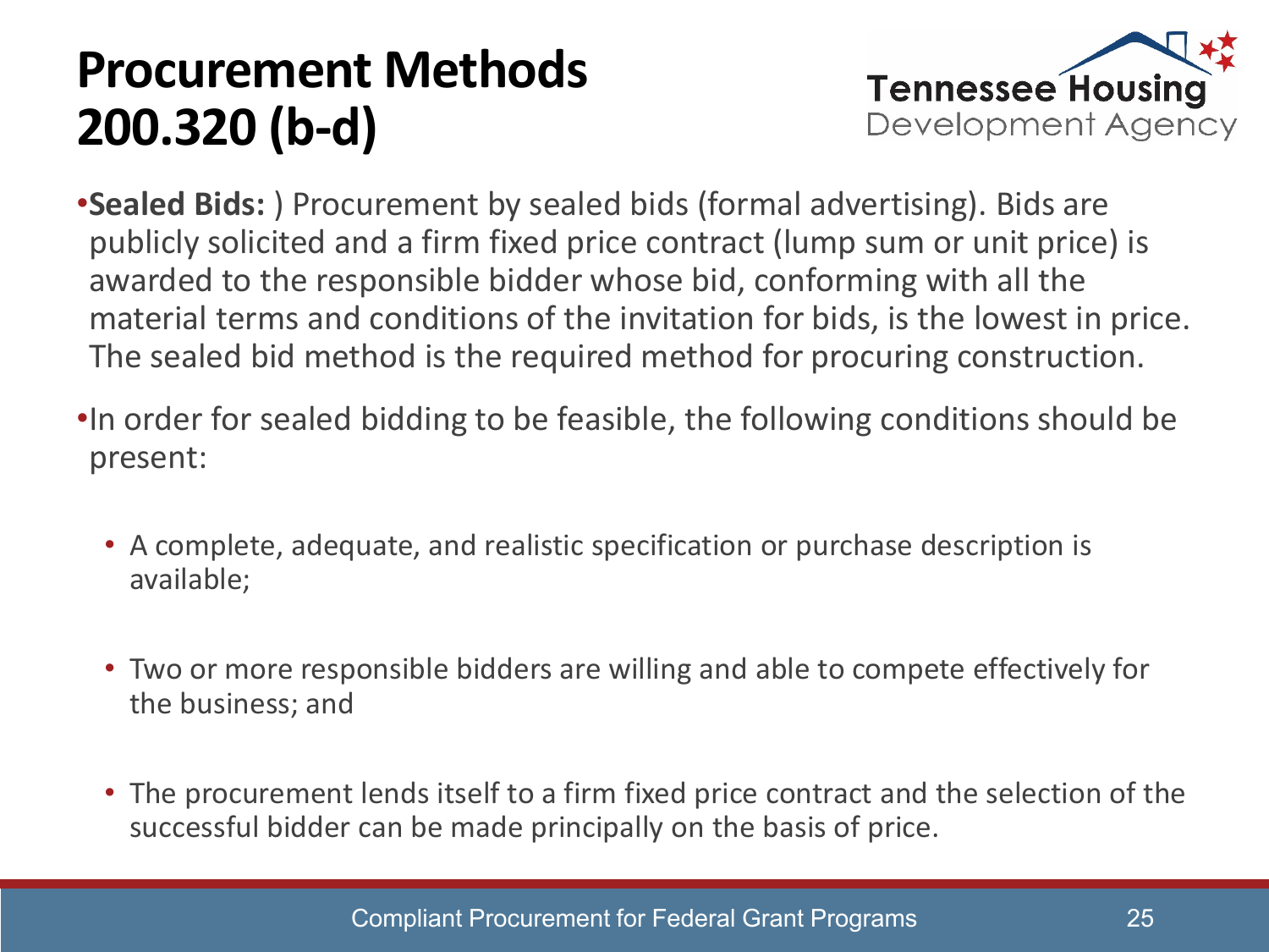# Procurement Methods 200.320 (b-d)

- **Sealed Bids:** ) Procurement by sealed bids (formal advertising). Bids are publicly solicited and a firm fixed price contract (lump sum or unit price) is awarded to the responsible bidder whose bid, conforming with all the material terms and conditions of the invitation for bids, is the lowest in price. The sealed bid method is the required method for procuring construction.
- In order for sealed bidding to be feasible, the following conditions should be present:
  - A complete, adequate, and realistic specification or purchase description is available;
  - Two or more responsible bidders are willing and able to compete effectively for the business; and
  - The procurement lends itself to a firm fixed price contract and the selection of the successful bidder can be made principally on the basis of price.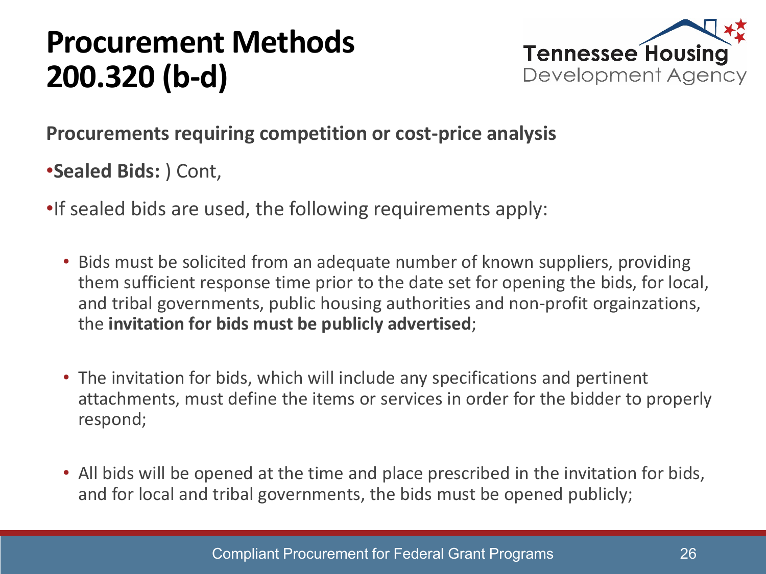# Procurement Methods 200.320 (b-d)

**Procurements requiring competition or cost-price analysis**

- **Sealed Bids:** ) Cont,
- If sealed bids are used, the following requirements apply:
  - Bids must be solicited from an adequate number of known suppliers, providing them sufficient response time prior to the date set for opening the bids, for local, and tribal governments, public housing authorities and non-profit orgainzations, the **invitation for bids must be publicly advertised**;
  - The invitation for bids, which will include any specifications and pertinent attachments, must define the items or services in order for the bidder to properly respond;
  - All bids will be opened at the time and place prescribed in the invitation for bids, and for local and tribal governments, the bids must be opened publicly;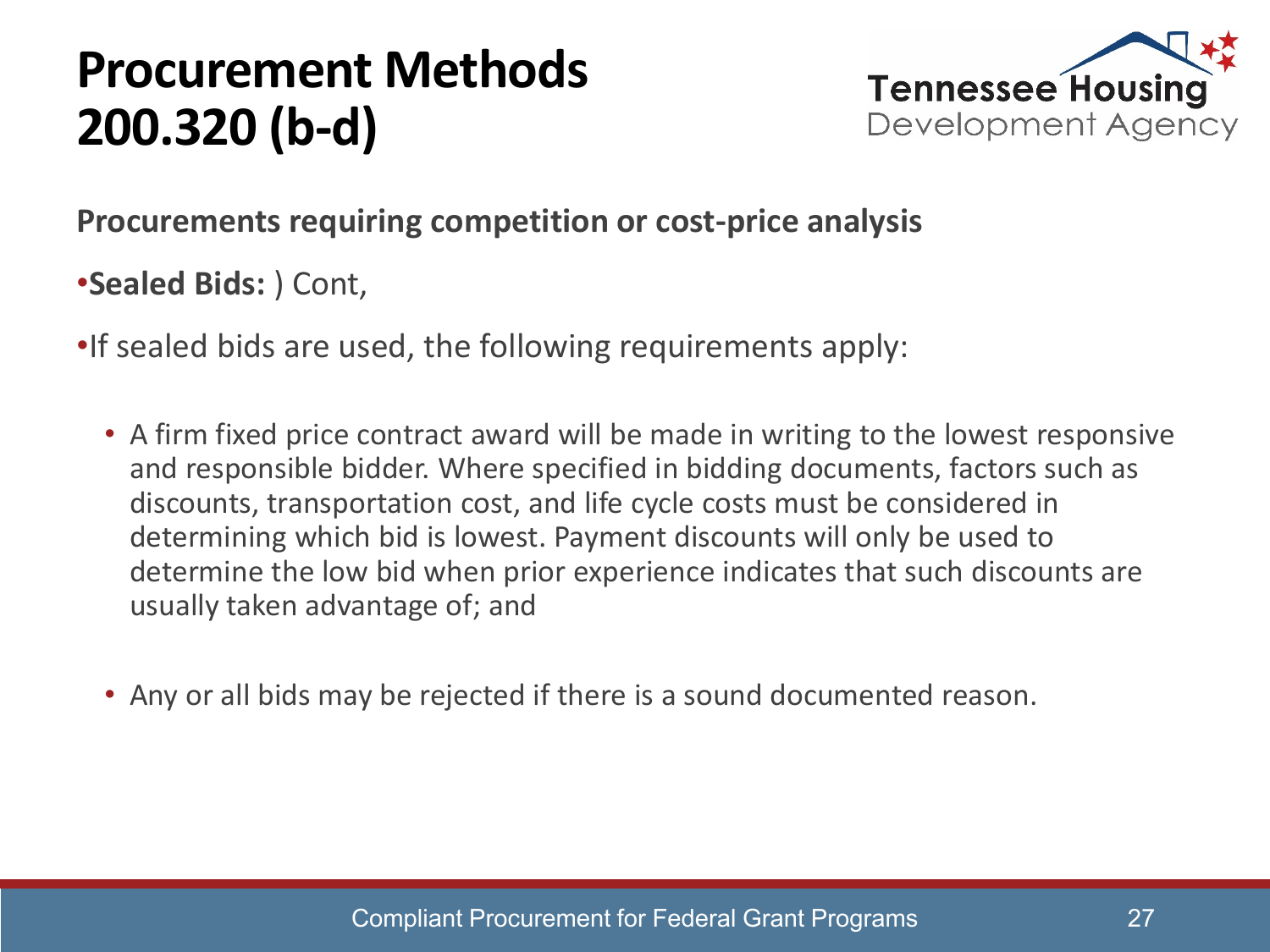# Procurement Methods 200.320 (b-d)

**Procurements requiring competition or cost-price analysis**

- **Sealed Bids:** ) Cont,
- If sealed bids are used, the following requirements apply:
  - A firm fixed price contract award will be made in writing to the lowest responsive and responsible bidder. Where specified in bidding documents, factors such as discounts, transportation cost, and life cycle costs must be considered in determining which bid is lowest. Payment discounts will only be used to determine the low bid when prior experience indicates that such discounts are usually taken advantage of; and
  - Any or all bids may be rejected if there is a sound documented reason.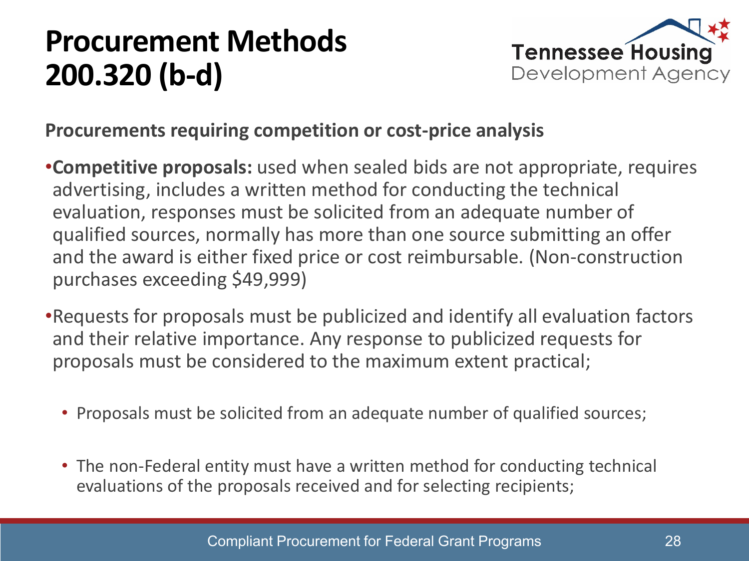# Procurement Methods 200.320 (b-d)

**Procurements requiring competition or cost-price analysis**

- **Competitive proposals:** used when sealed bids are not appropriate, requires advertising, includes a written method for conducting the technical evaluation, responses must be solicited from an adequate number of qualified sources, normally has more than one source submitting an offer and the award is either fixed price or cost reimbursable. (Non-construction purchases exceeding $49,999)
- Requests for proposals must be publicized and identify all evaluation factors and their relative importance. Any response to publicized requests for proposals must be considered to the maximum extent practical;
  - Proposals must be solicited from an adequate number of qualified sources;
  - The non-Federal entity must have a written method for conducting technical evaluations of the proposals received and for selecting recipients;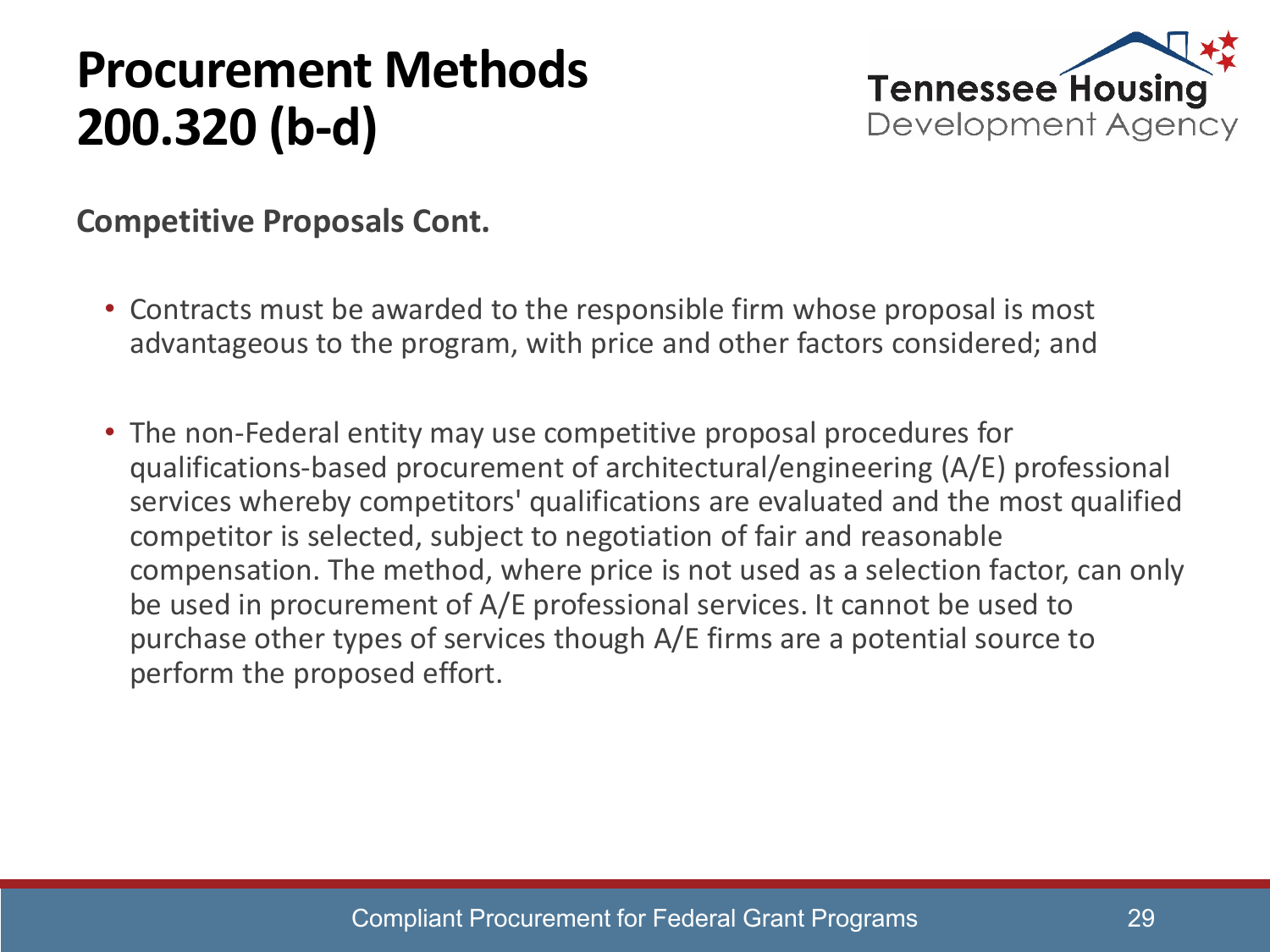# Procurement Methods 200.320 (b-d)

**Competitive Proposals Cont.**

- Contracts must be awarded to the responsible firm whose proposal is most advantageous to the program, with price and other factors considered; and
- The non-Federal entity may use competitive proposal procedures for qualifications-based procurement of architectural/engineering (A/E) professional services whereby competitors' qualifications are evaluated and the most qualified competitor is selected, subject to negotiation of fair and reasonable compensation. The method, where price is not used as a selection factor, can only be used in procurement of A/E professional services. It cannot be used to purchase other types of services though A/E firms are a potential source to perform the proposed effort.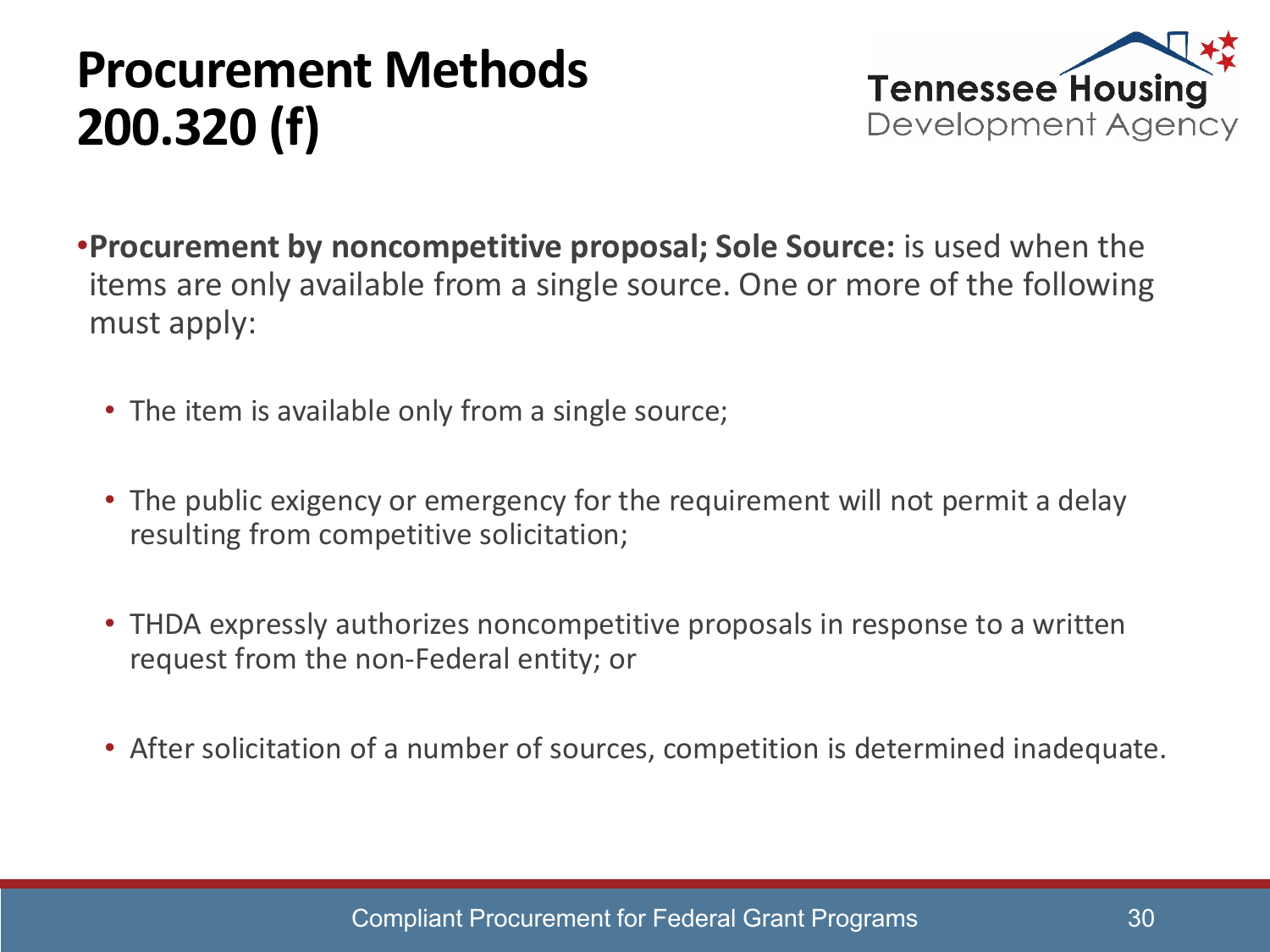# Procurement Methods 200.320 (f)

- **Procurement by noncompetitive proposal; Sole Source:** is used when the items are only available from a single source. One or more of the following must apply:
  - The item is available only from a single source;
  - The public exigency or emergency for the requirement will not permit a delay resulting from competitive solicitation;
  - THDA expressly authorizes noncompetitive proposals in response to a written request from the non-Federal entity; or
  - After solicitation of a number of sources, competition is determined inadequate.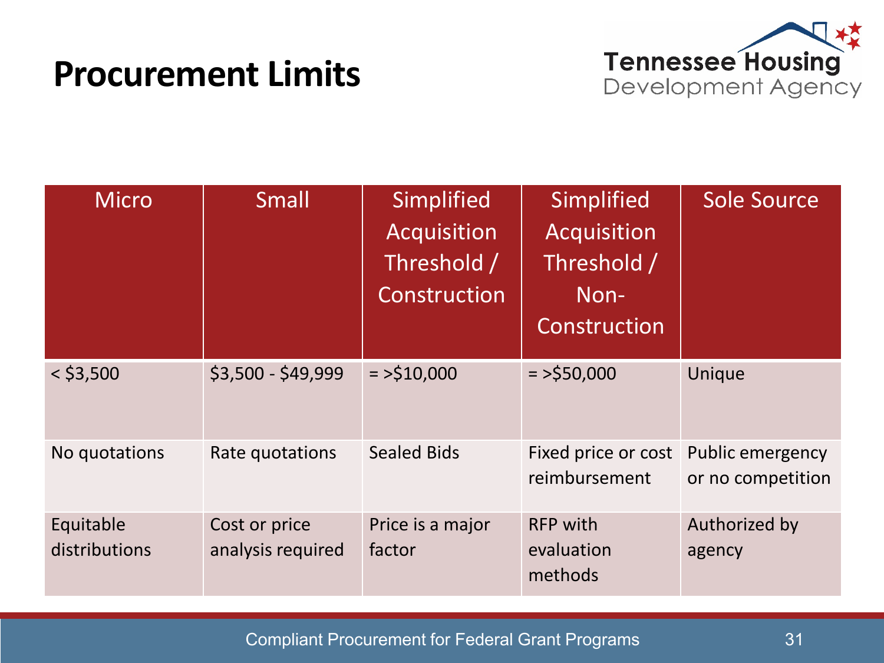# Procurement Limits

| Micro | Small | Simplified Acquisition Threshold / Construction | Simplified Acquisition Threshold / Non-Construction | Sole Source |
|---|---|---|---|---|
| < $3,500 | $3,500 - $49,999 | = >$10,000 | = >$50,000 | Unique |
| No quotations | Rate quotations | Sealed Bids | Fixed price or cost reimbursement | Public emergency or no competition |
| Equitable distributions | Cost or price analysis required | Price is a major factor | RFP with evaluation methods | Authorized by agency |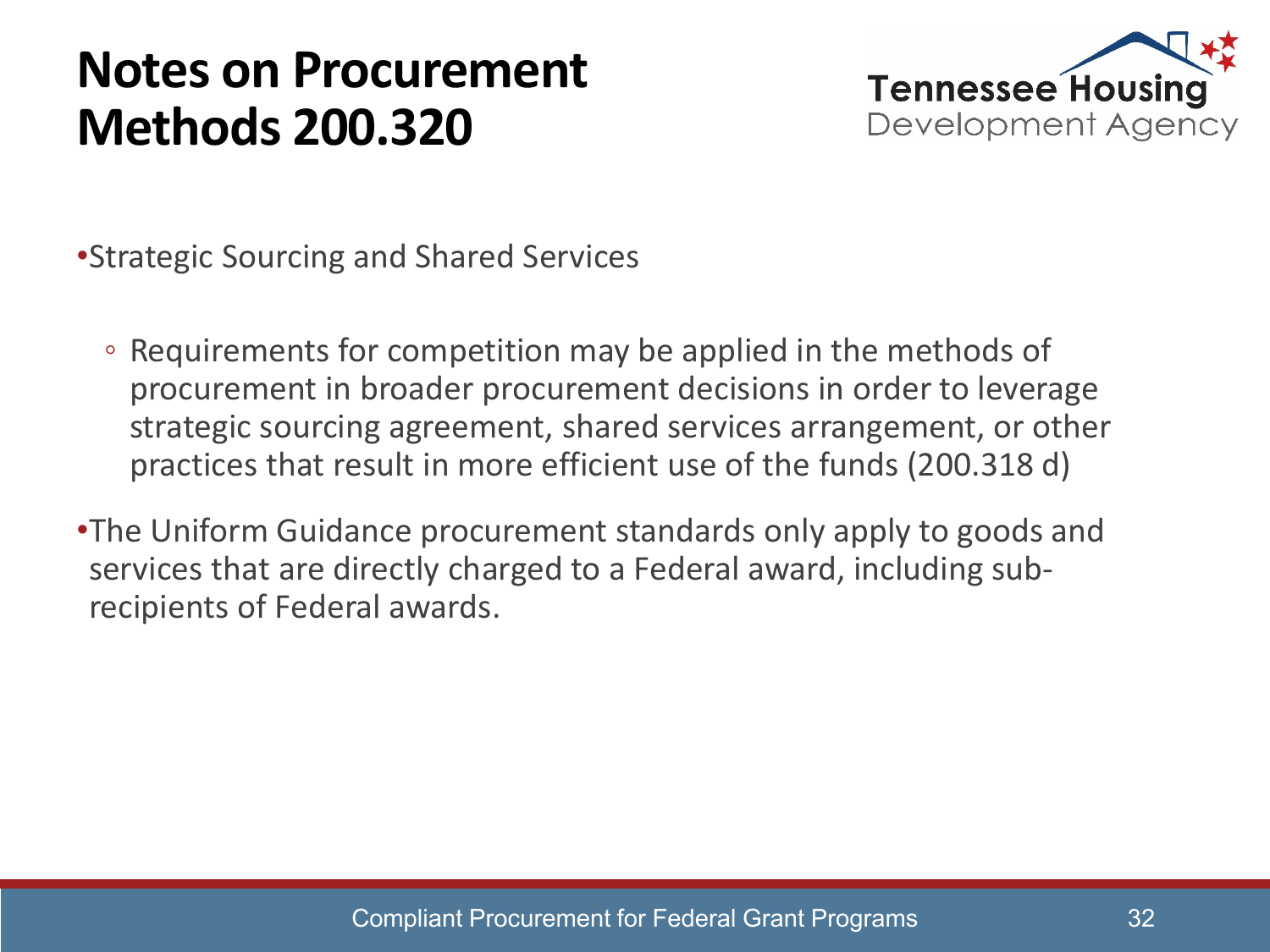# Notes on Procurement Methods 200.320

- Strategic Sourcing and Shared Services
  - Requirements for competition may be applied in the methods of procurement in broader procurement decisions in order to leverage strategic sourcing agreement, shared services arrangement, or other practices that result in more efficient use of the funds (200.318 d)
- The Uniform Guidance procurement standards only apply to goods and services that are directly charged to a Federal award, including sub-recipients of Federal awards.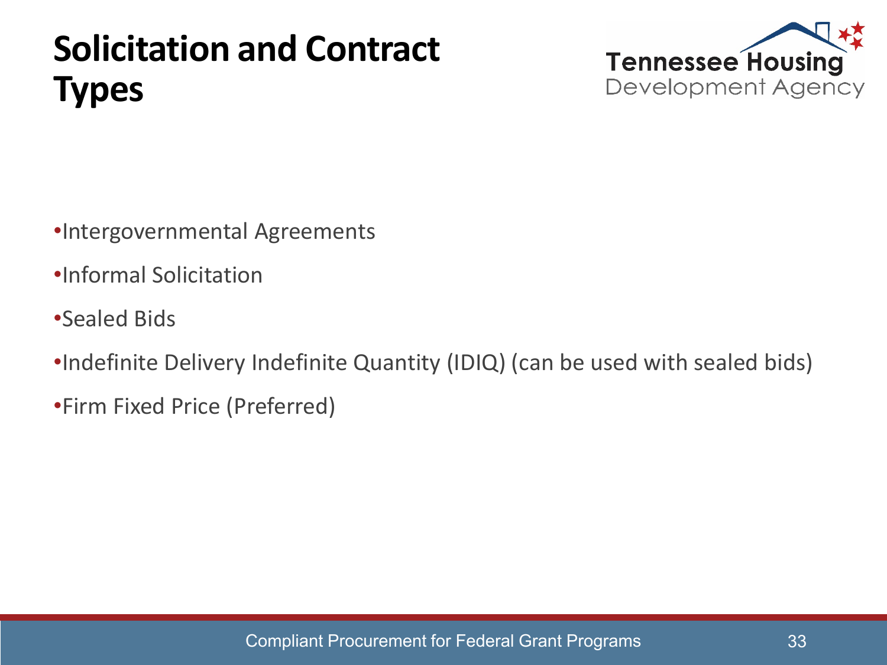# Solicitation and Contract Types

- Intergovernmental Agreements
- Informal Solicitation
- Sealed Bids
- Indefinite Delivery Indefinite Quantity (IDIQ) (can be used with sealed bids)
- Firm Fixed Price (Preferred)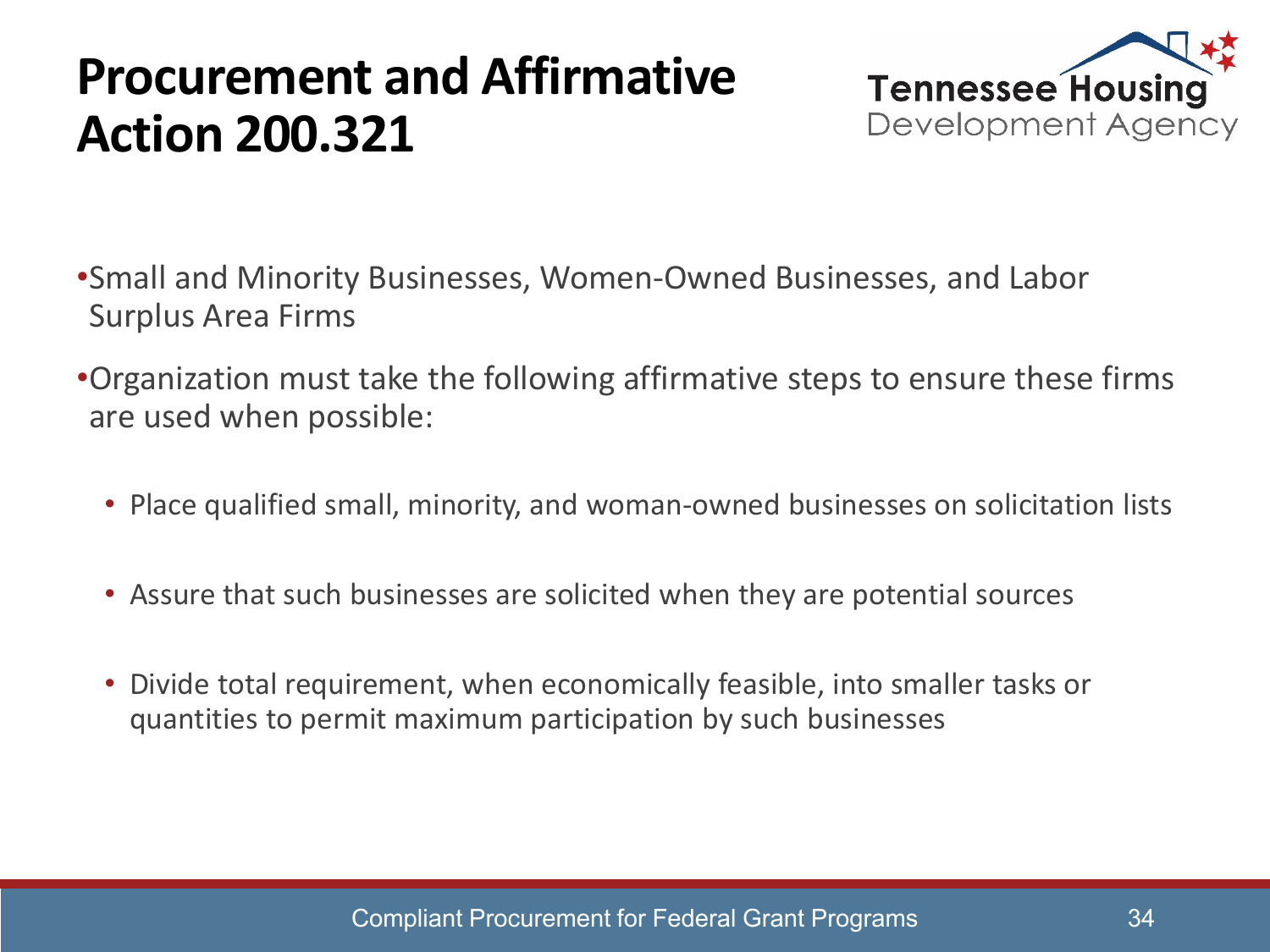# Procurement and Affirmative Action 200.321

- Small and Minority Businesses, Women-Owned Businesses, and Labor Surplus Area Firms
- Organization must take the following affirmative steps to ensure these firms are used when possible:
  - Place qualified small, minority, and woman-owned businesses on solicitation lists
  - Assure that such businesses are solicited when they are potential sources
  - Divide total requirement, when economically feasible, into smaller tasks or quantities to permit maximum participation by such businesses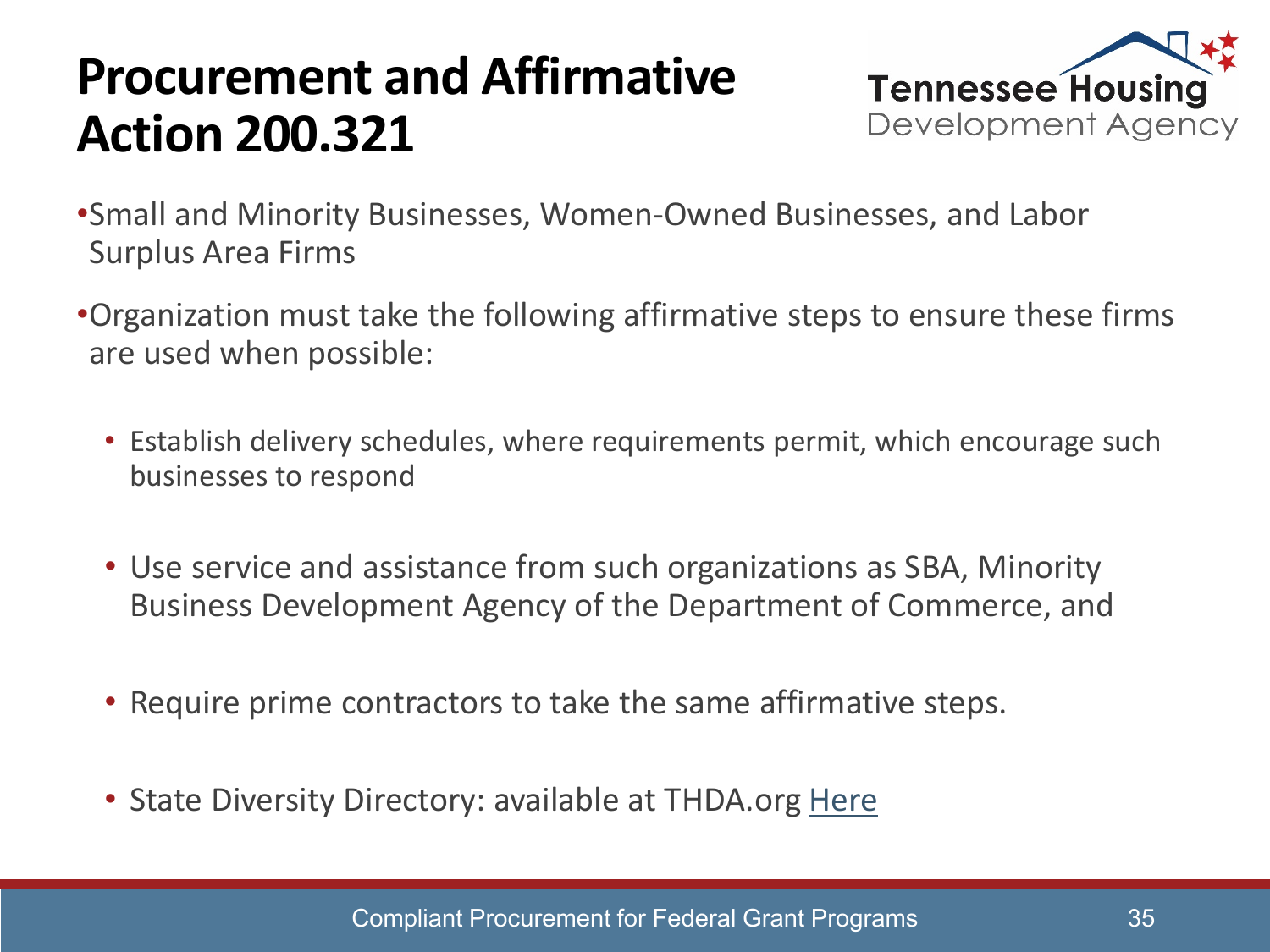# Procurement and Affirmative Action 200.321

- Small and Minority Businesses, Women-Owned Businesses, and Labor Surplus Area Firms
- Organization must take the following affirmative steps to ensure these firms are used when possible:
  - Establish delivery schedules, where requirements permit, which encourage such businesses to respond
  - Use service and assistance from such organizations as SBA, Minority Business Development Agency of the Department of Commerce, and
  - Require prime contractors to take the same affirmative steps.
  - State Diversity Directory: available at THDA.org Here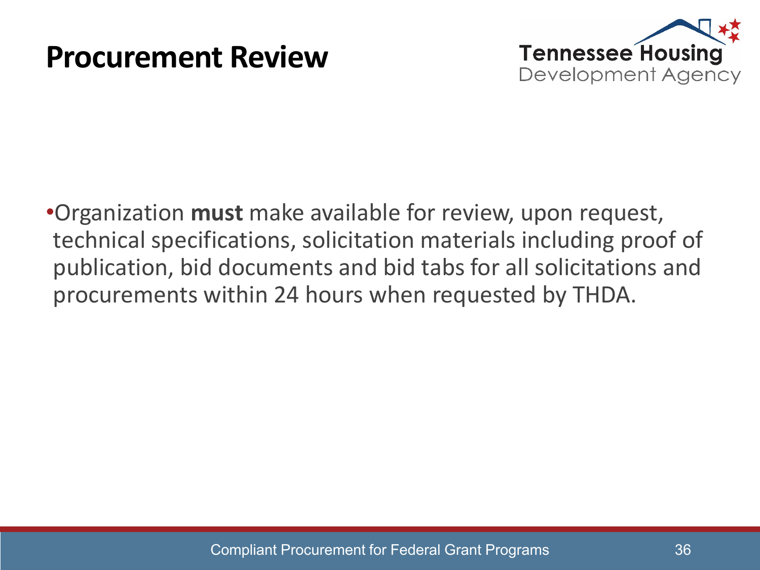# Procurement Review

- Organization **must** make available for review, upon request, technical specifications, solicitation materials including proof of publication, bid documents and bid tabs for all solicitations and procurements within 24 hours when requested by THDA.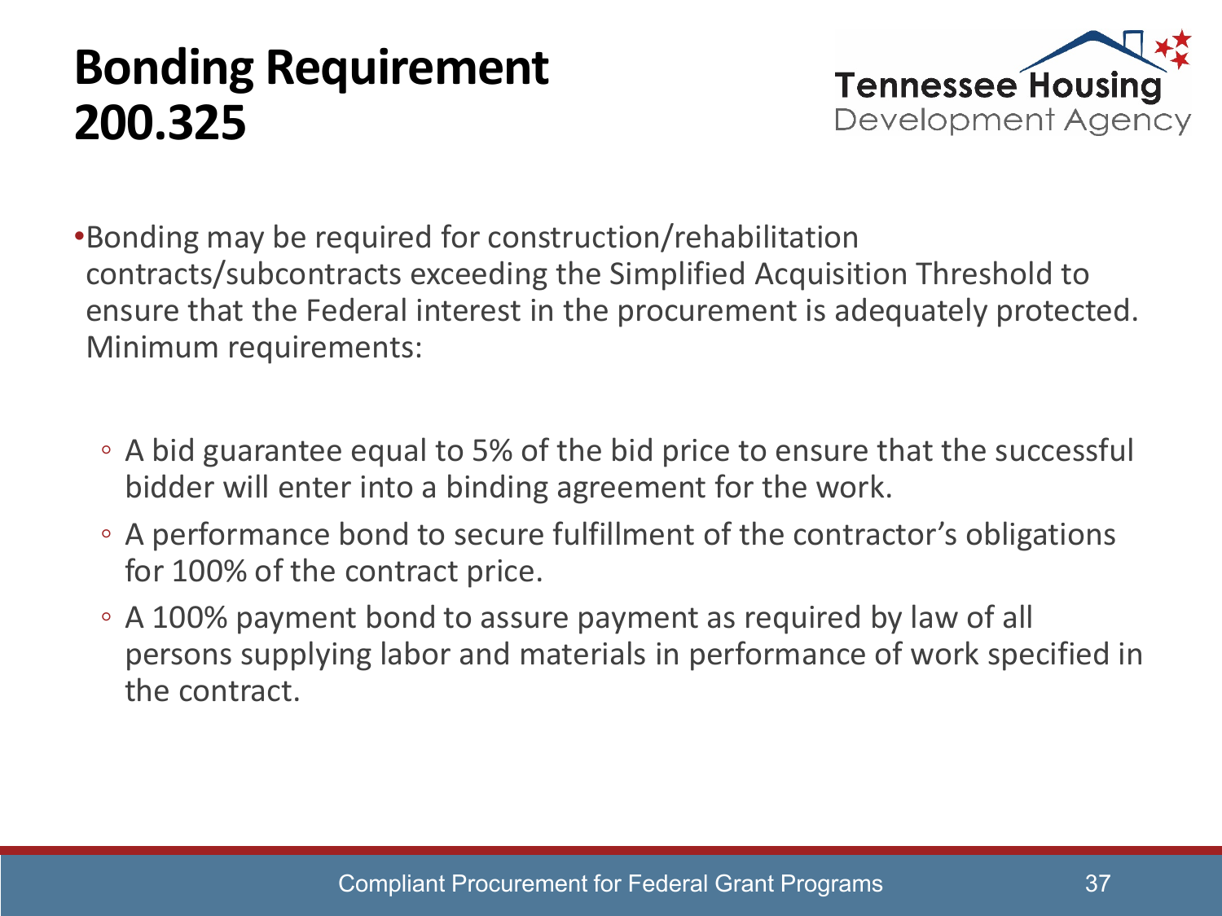# Bonding Requirement 200.325

- Bonding may be required for construction/rehabilitation contracts/subcontracts exceeding the Simplified Acquisition Threshold to ensure that the Federal interest in the procurement is adequately protected. Minimum requirements:
  - A bid guarantee equal to 5% of the bid price to ensure that the successful bidder will enter into a binding agreement for the work.
  - A performance bond to secure fulfillment of the contractor's obligations for 100% of the contract price.
  - A 100% payment bond to assure payment as required by law of all persons supplying labor and materials in performance of work specified in the contract.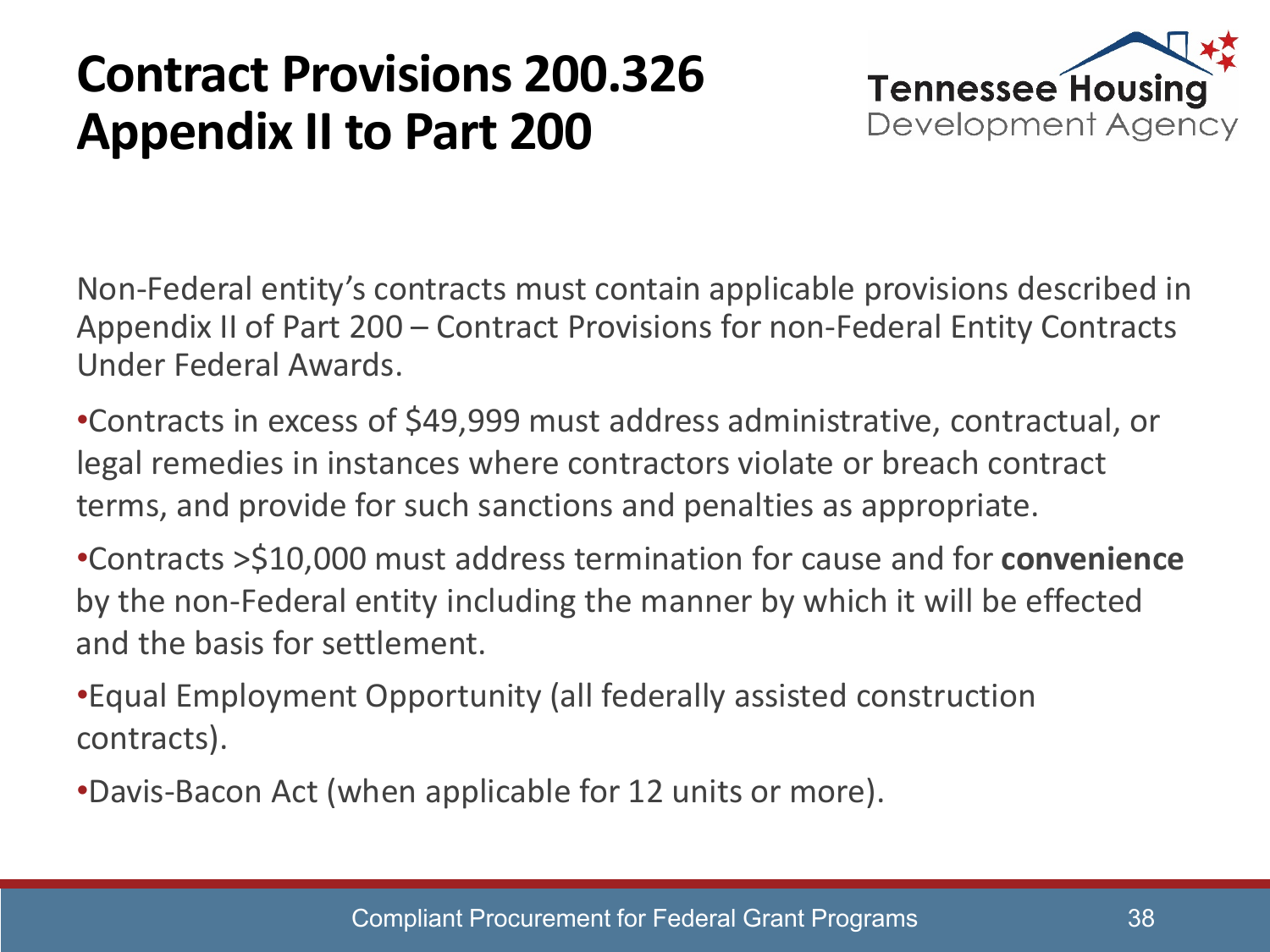# Contract Provisions 200.326 Appendix II to Part 200

Non-Federal entity's contracts must contain applicable provisions described in Appendix II of Part 200 – Contract Provisions for non-Federal Entity Contracts Under Federal Awards.

- Contracts in excess of $49,999 must address administrative, contractual, or legal remedies in instances where contractors violate or breach contract terms, and provide for such sanctions and penalties as appropriate.
- Contracts >$10,000 must address termination for cause and for **convenience** by the non-Federal entity including the manner by which it will be effected and the basis for settlement.
- Equal Employment Opportunity (all federally assisted construction contracts).
- Davis-Bacon Act (when applicable for 12 units or more).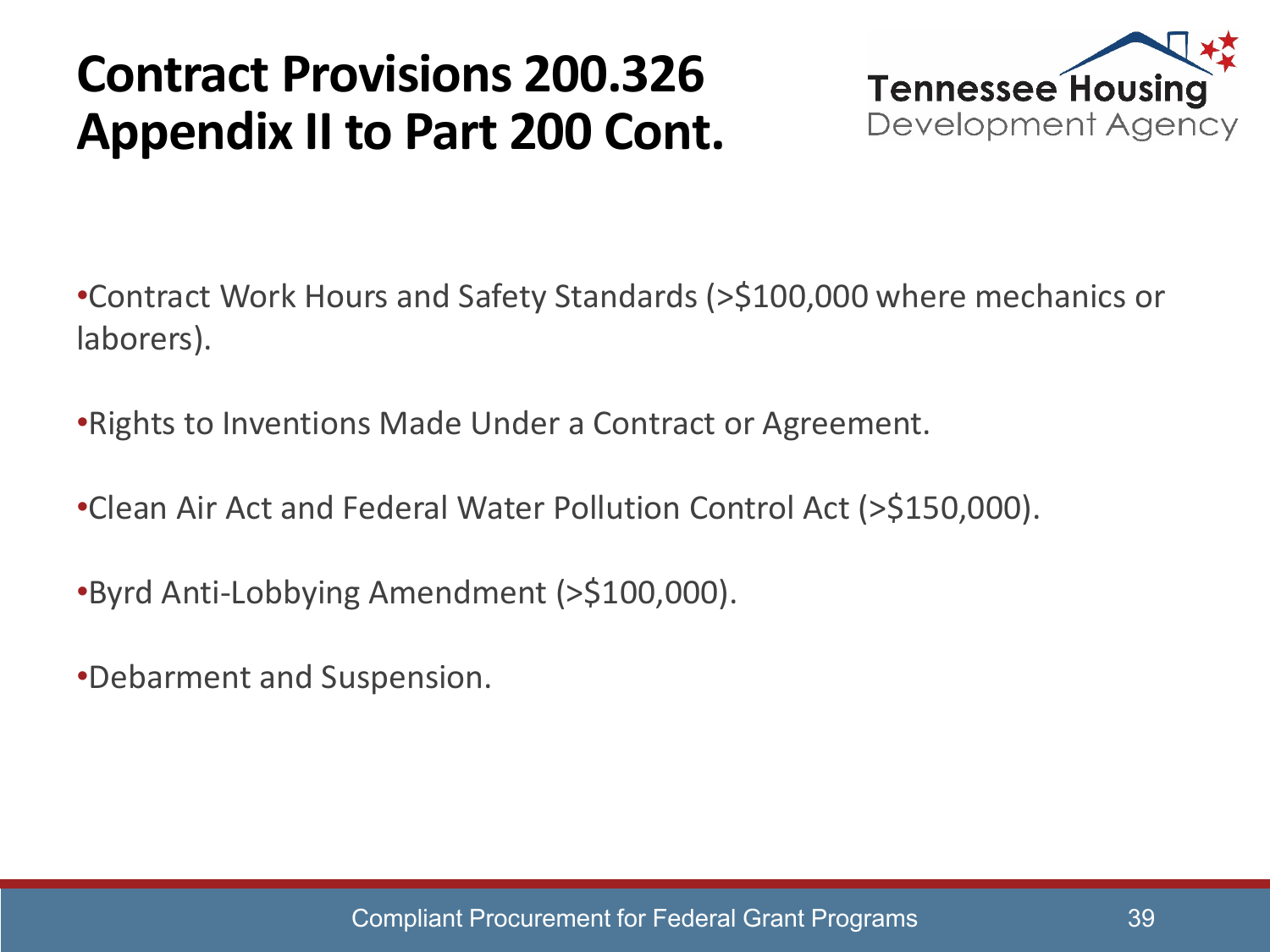# Contract Provisions 200.326 Appendix II to Part 200 Cont.

- Contract Work Hours and Safety Standards (>$100,000 where mechanics or laborers).
- Rights to Inventions Made Under a Contract or Agreement.
- Clean Air Act and Federal Water Pollution Control Act (>$150,000).
- Byrd Anti-Lobbying Amendment (>$100,000).
- Debarment and Suspension.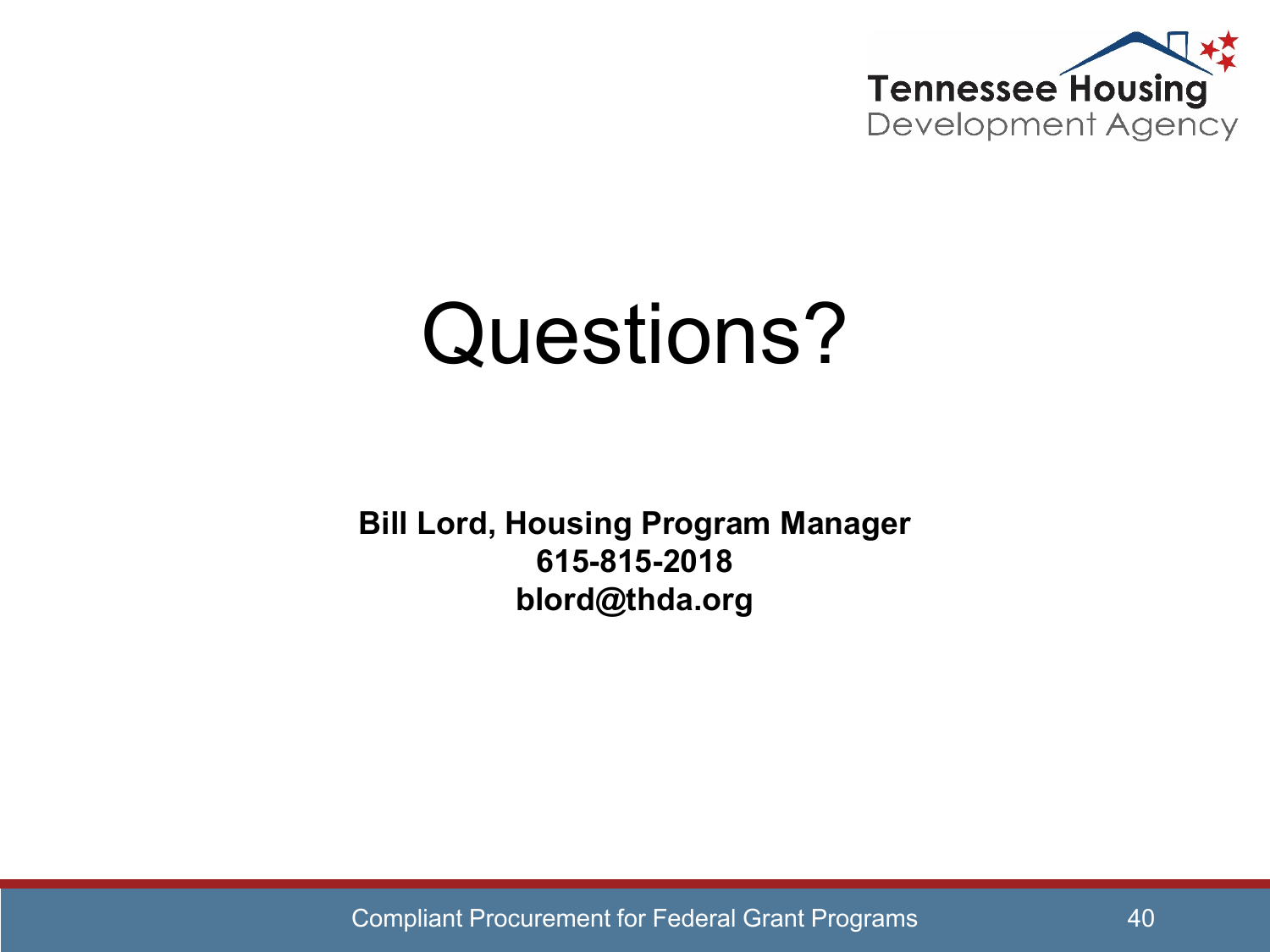Tennessee Housing
Development Agency

# Questions?

**Bill Lord, Housing Program Manager**
**615-815-2018**
**blord@thda.org**